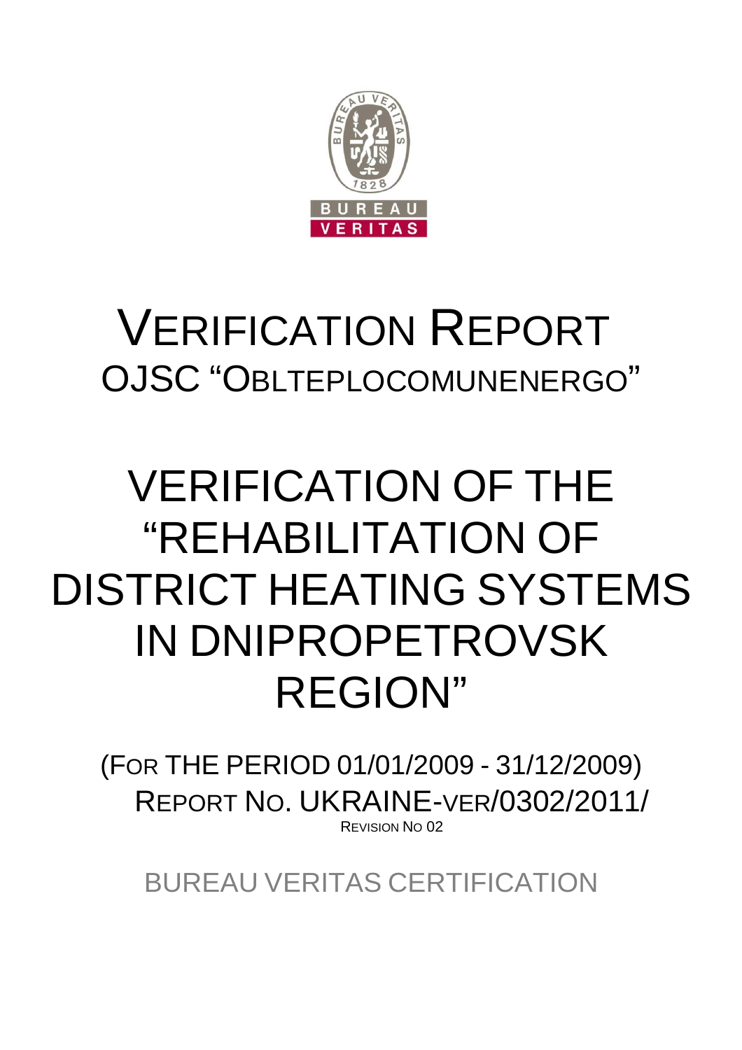# VERIFICATION REPORT

## OJSC "OBLTEPLOCOMUNENERGO"

# VERIFICATION OF THE "REHABILITATION OF DISTRICT HEATING SYSTEMS IN DNIPROPETROVSK REGION"

(FOR THE PERIOD 01/01/2009 - 31/12/2009)

REPORT NO. UKRAINE-VER/0302/2011/

REVISION NO 02

BUREAU VERITAS CERTIFICATION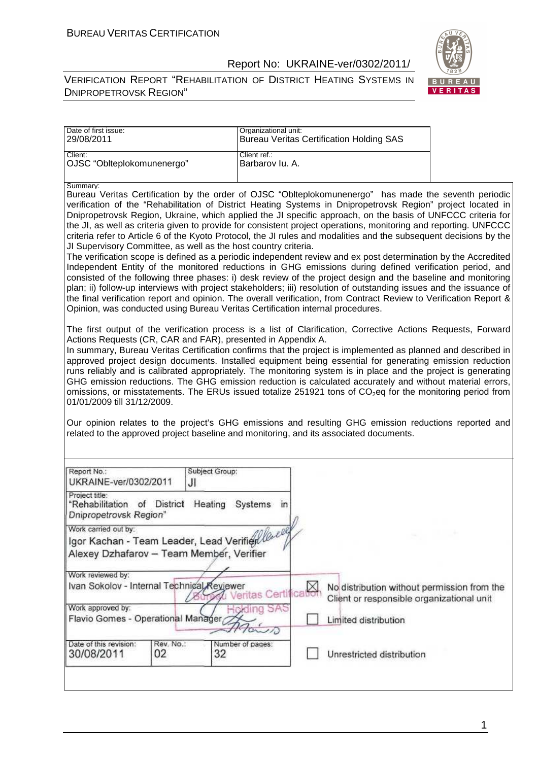| | |
|---|---|
| Date of first issue: 29/08/2011 | Organizational unit: Bureau Veritas Certification Holding SAS |
| Client: OJSC "Oblteplokomunenergo" | Client ref.: Barbarov Iu. A. |

Summary:

Bureau Veritas Certification by the order of OJSC "Oblteplokomunenergo" has made the seventh periodic verification of the "Rehabilitation of District Heating Systems in Dnipropetrovsk Region" project located in Dnipropetrovsk Region, Ukraine, which applied the JI specific approach, on the basis of UNFCCC criteria for the JI, as well as criteria given to provide for consistent project operations, monitoring and reporting. UNFCCC criteria refer to Article 6 of the Kyoto Protocol, the JI rules and modalities and the subsequent decisions by the JI Supervisory Committee, as well as the host country criteria.

The verification scope is defined as a periodic independent review and ex post determination by the Accredited Independent Entity of the monitored reductions in GHG emissions during defined verification period, and consisted of the following three phases: i) desk review of the project design and the baseline and monitoring plan; ii) follow-up interviews with project stakeholders; iii) resolution of outstanding issues and the issuance of the final verification report and opinion. The overall verification, from Contract Review to Verification Report & Opinion, was conducted using Bureau Veritas Certification internal procedures.

The first output of the verification process is a list of Clarification, Corrective Actions Requests, Forward Actions Requests (CR, CAR and FAR), presented in Appendix A.

In summary, Bureau Veritas Certification confirms that the project is implemented as planned and described in approved project design documents. Installed equipment being essential for generating emission reduction runs reliably and is calibrated appropriately. The monitoring system is in place and the project is generating GHG emission reductions. The GHG emission reduction is calculated accurately and without material errors, omissions, or misstatements. The ERUs issued totalize 251921 tons of $CO_2$eq for the monitoring period from 01/01/2009 till 31/12/2009.

Our opinion relates to the project's GHG emissions and resulting GHG emission reductions reported and related to the approved project baseline and monitoring, and its associated documents.

| | | | |
|---|---|---|---|
| Report No.: UKRAINE-ver/0302/2011 | Subject Group: JI | | |
| Project title: "Rehabilitation of District Heating Systems in Dnipropetrovsk Region" | | | |
| Work carried out by: Igor Kachan - Team Leader, Lead Verifier; Alexey Dzhafarov – Team Member, Verifier | | | |
| Work reviewed by: Ivan Sokolov - Internal Technical Reviewer | | ☒ | No distribution without permission from the Client or responsible organizational unit |
| Work approved by: Flavio Gomes - Operational Manager | | ☐ | Limited distribution |
| Date of this revision: 30/08/2011 | Rev. No.: 02 | Number of pages: 32 | ☐ Unrestricted distribution |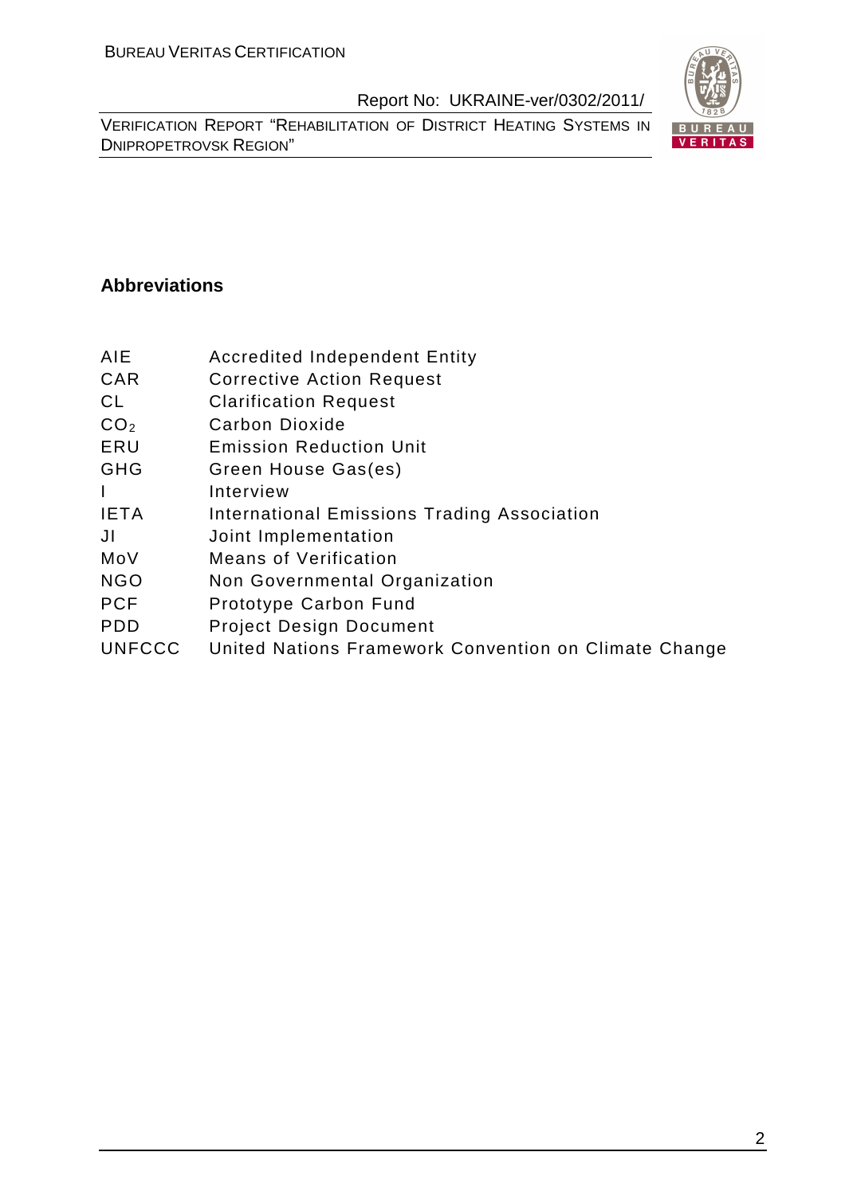## Abbreviations

| | |
|---|---|
| AIE | Accredited Independent Entity |
| CAR | Corrective Action Request |
| CL | Clarification Request |
| $CO_2$ | Carbon Dioxide |
| ERU | Emission Reduction Unit |
| GHG | Green House Gas(es) |
| I | Interview |
| IETA | International Emissions Trading Association |
| JI | Joint Implementation |
| MoV | Means of Verification |
| NGO | Non Governmental Organization |
| PCF | Prototype Carbon Fund |
| PDD | Project Design Document |
| UNFCCC | United Nations Framework Convention on Climate Change |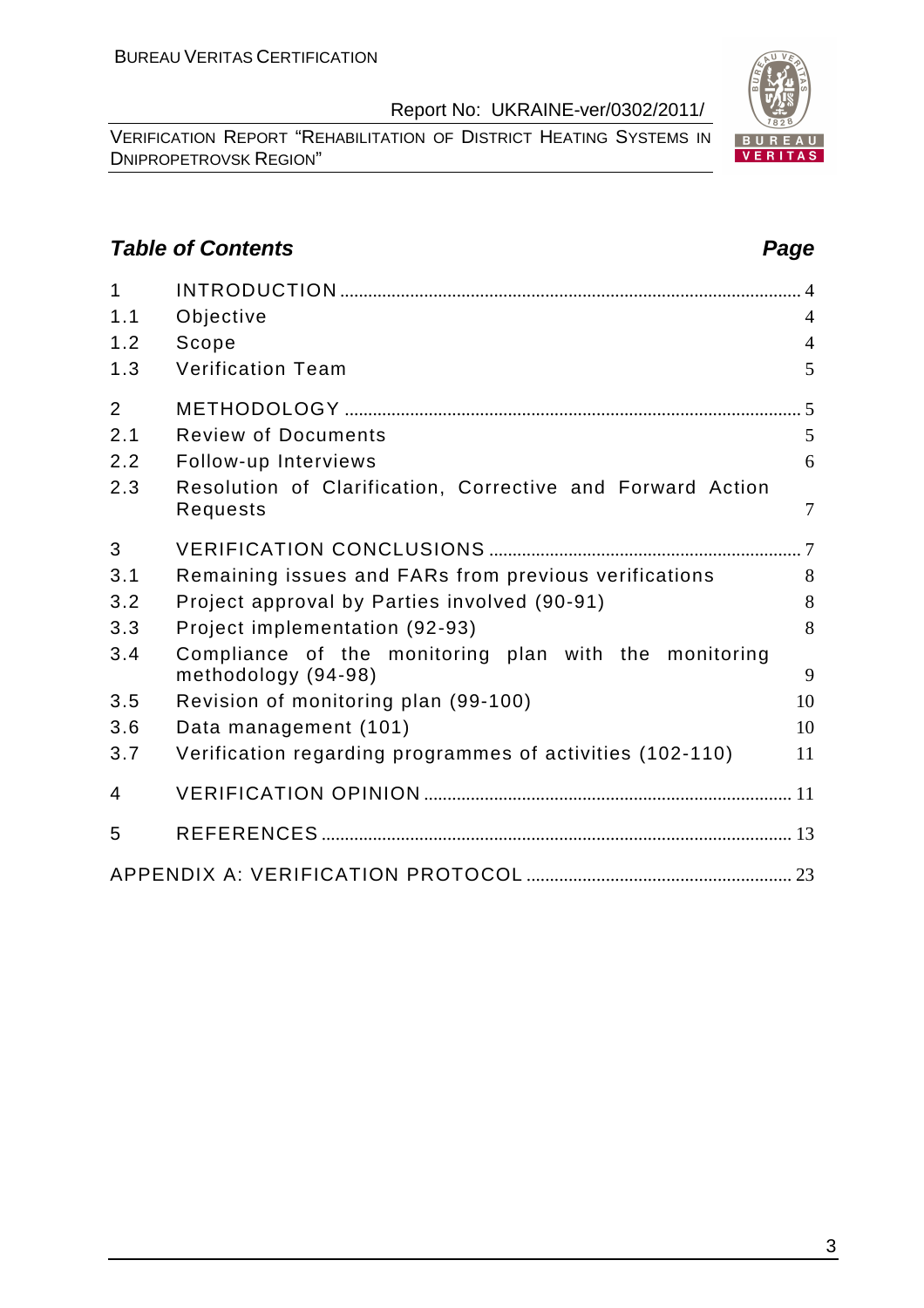## Table of Contents

| | | Page |
|---|---|---|
| 1 | INTRODUCTION | 4 |
| 1.1 | Objective | 4 |
| 1.2 | Scope | 4 |
| 1.3 | Verification Team | 5 |
| 2 | METHODOLOGY | 5 |
| 2.1 | Review of Documents | 5 |
| 2.2 | Follow-up Interviews | 6 |
| 2.3 | Resolution of Clarification, Corrective and Forward Action Requests | 7 |
| 3 | VERIFICATION CONCLUSIONS | 7 |
| 3.1 | Remaining issues and FARs from previous verifications | 8 |
| 3.2 | Project approval by Parties involved (90-91) | 8 |
| 3.3 | Project implementation (92-93) | 8 |
| 3.4 | Compliance of the monitoring plan with the monitoring methodology (94-98) | 9 |
| 3.5 | Revision of monitoring plan (99-100) | 10 |
| 3.6 | Data management (101) | 10 |
| 3.7 | Verification regarding programmes of activities (102-110) | 11 |
| 4 | VERIFICATION OPINION | 11 |
| 5 | REFERENCES | 13 |
| APPENDIX A: VERIFICATION PROTOCOL | | 23 |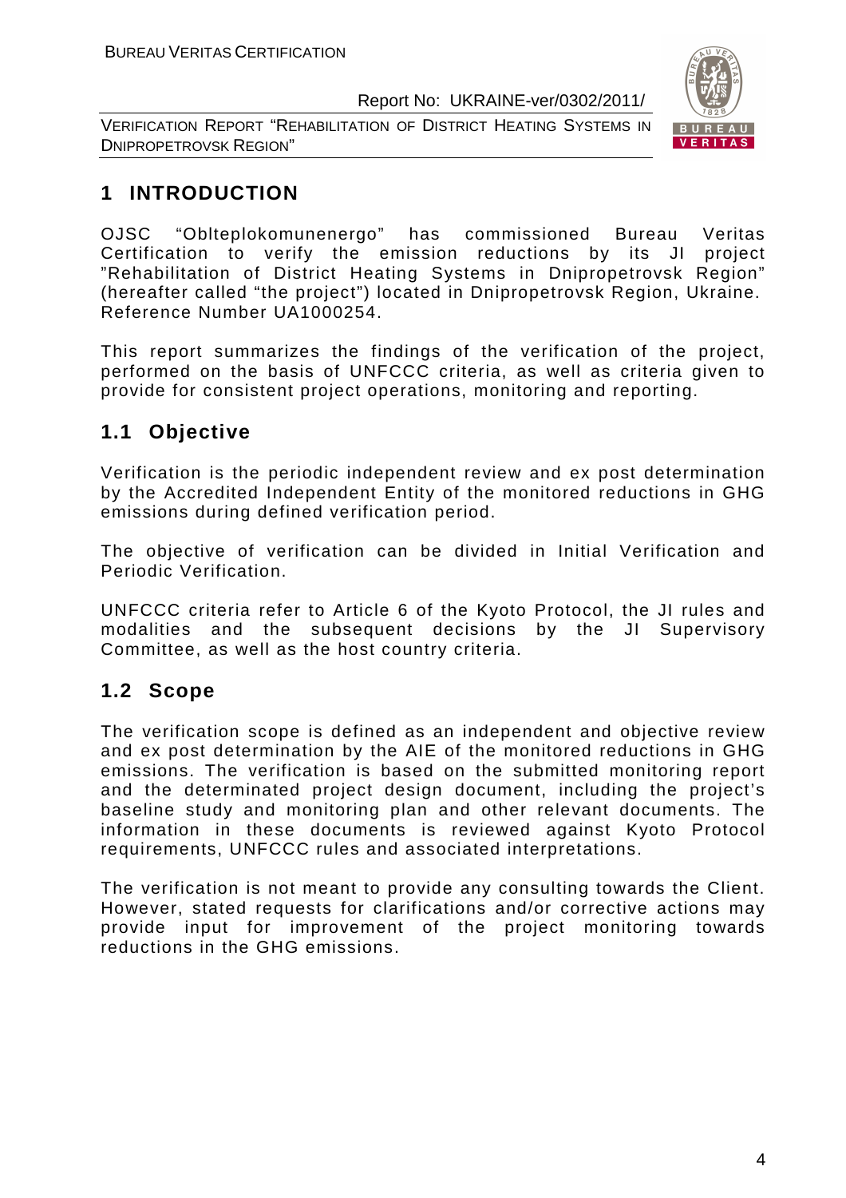# 1 INTRODUCTION

OJSC "Oblteplokomunenergo" has commissioned Bureau Veritas Certification to verify the emission reductions by its JI project "Rehabilitation of District Heating Systems in Dnipropetrovsk Region" (hereafter called "the project") located in Dnipropetrovsk Region, Ukraine. Reference Number UA1000254.

This report summarizes the findings of the verification of the project, performed on the basis of UNFCCC criteria, as well as criteria given to provide for consistent project operations, monitoring and reporting.

## 1.1 Objective

Verification is the periodic independent review and ex post determination by the Accredited Independent Entity of the monitored reductions in GHG emissions during defined verification period.

The objective of verification can be divided in Initial Verification and Periodic Verification.

UNFCCC criteria refer to Article 6 of the Kyoto Protocol, the JI rules and modalities and the subsequent decisions by the JI Supervisory Committee, as well as the host country criteria.

## 1.2 Scope

The verification scope is defined as an independent and objective review and ex post determination by the AIE of the monitored reductions in GHG emissions. The verification is based on the submitted monitoring report and the determinated project design document, including the project's baseline study and monitoring plan and other relevant documents. The information in these documents is reviewed against Kyoto Protocol requirements, UNFCCC rules and associated interpretations.

The verification is not meant to provide any consulting towards the Client. However, stated requests for clarifications and/or corrective actions may provide input for improvement of the project monitoring towards reductions in the GHG emissions.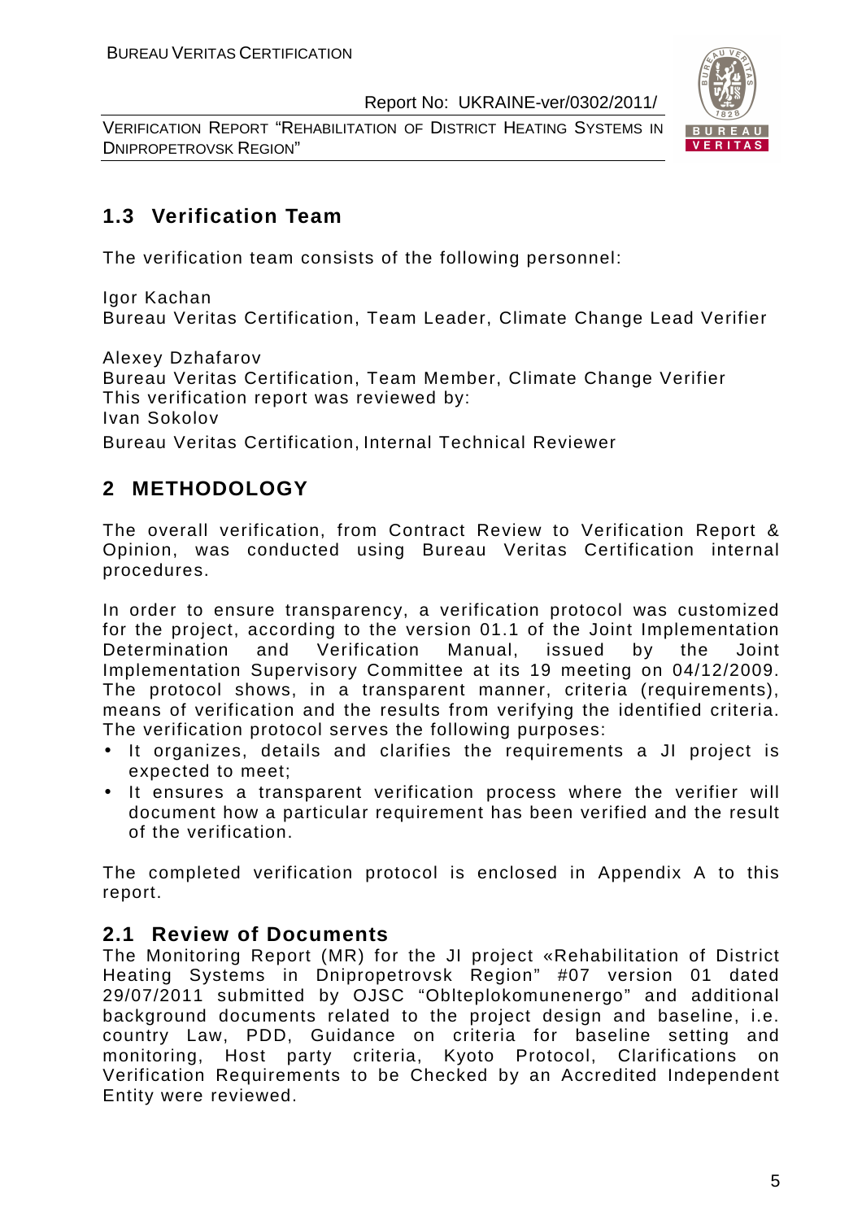## 1.3 Verification Team

The verification team consists of the following personnel:

Igor Kachan
Bureau Veritas Certification, Team Leader, Climate Change Lead Verifier

Alexey Dzhafarov
Bureau Veritas Certification, Team Member, Climate Change Verifier
This verification report was reviewed by:
Ivan Sokolov
Bureau Veritas Certification, Internal Technical Reviewer

# 2 METHODOLOGY

The overall verification, from Contract Review to Verification Report & Opinion, was conducted using Bureau Veritas Certification internal procedures.

In order to ensure transparency, a verification protocol was customized for the project, according to the version 01.1 of the Joint Implementation Determination and Verification Manual, issued by the Joint Implementation Supervisory Committee at its 19 meeting on 04/12/2009. The protocol shows, in a transparent manner, criteria (requirements), means of verification and the results from verifying the identified criteria. The verification protocol serves the following purposes:

- It organizes, details and clarifies the requirements a JI project is expected to meet;
- It ensures a transparent verification process where the verifier will document how a particular requirement has been verified and the result of the verification.

The completed verification protocol is enclosed in Appendix A to this report.

## 2.1 Review of Documents

The Monitoring Report (MR) for the JI project «Rehabilitation of District Heating Systems in Dnipropetrovsk Region" #07 version 01 dated 29/07/2011 submitted by OJSC "Oblteplokomunenergo" and additional background documents related to the project design and baseline, i.e. country Law, PDD, Guidance on criteria for baseline setting and monitoring, Host party criteria, Kyoto Protocol, Clarifications on Verification Requirements to be Checked by an Accredited Independent Entity were reviewed.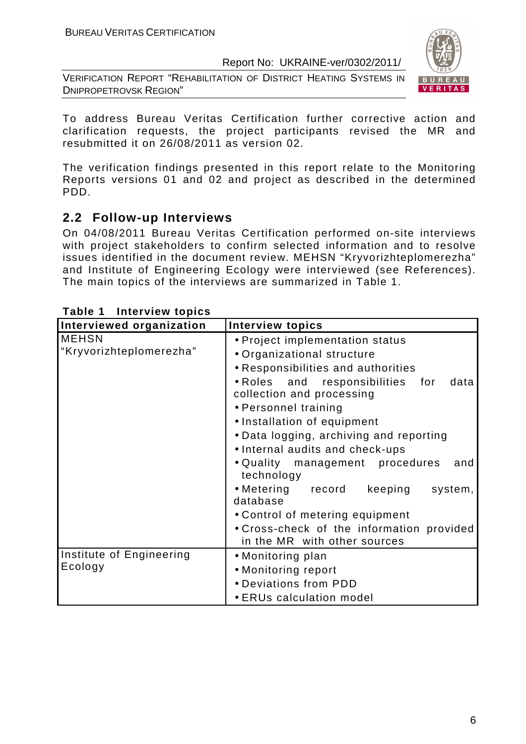To address Bureau Veritas Certification further corrective action and clarification requests, the project participants revised the MR and resubmitted it on 26/08/2011 as version 02.

The verification findings presented in this report relate to the Monitoring Reports versions 01 and 02 and project as described in the determined PDD.

## 2.2 Follow-up Interviews

On 04/08/2011 Bureau Veritas Certification performed on-site interviews with project stakeholders to confirm selected information and to resolve issues identified in the document review. MEHSN "Kryvorizhteplomerezha" and Institute of Engineering Ecology were interviewed (see References). The main topics of the interviews are summarized in Table 1.

**Table 1 Interview topics**

| Interviewed organization | Interview topics |
|---|---|
| MEHSN "Kryvorizhteplomerezha" | • Project implementation status<br>• Organizational structure<br>• Responsibilities and authorities<br>• Roles and responsibilities for data collection and processing<br>• Personnel training<br>• Installation of equipment<br>• Data logging, archiving and reporting<br>• Internal audits and check-ups<br>• Quality management procedures and technology<br>• Metering record keeping system, database<br>• Control of metering equipment<br>• Cross-check of the information provided in the MR with other sources |
| Institute of Engineering Ecology | • Monitoring plan<br>• Monitoring report<br>• Deviations from PDD<br>• ERUs calculation model |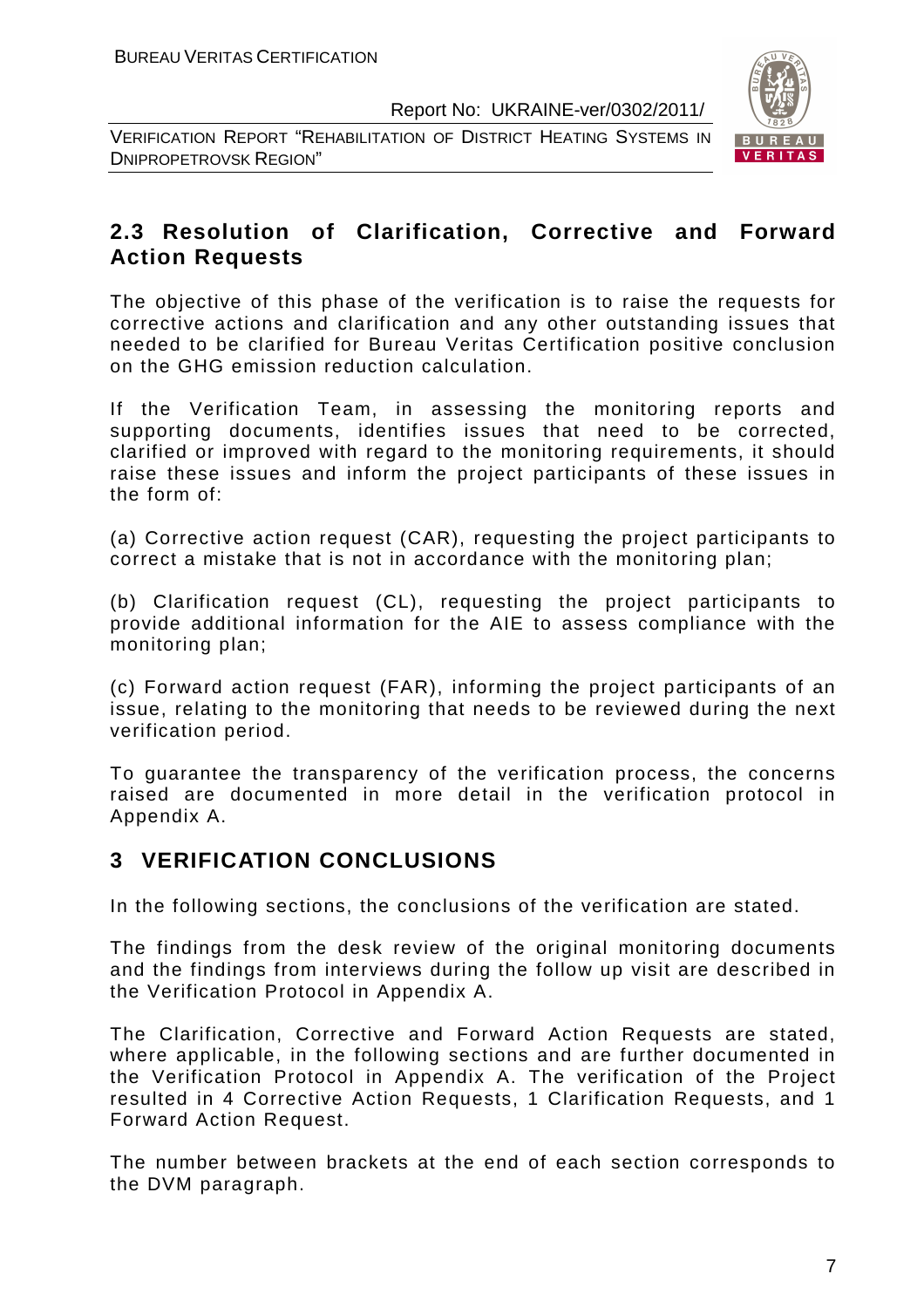## 2.3 Resolution of Clarification, Corrective and Forward Action Requests

The objective of this phase of the verification is to raise the requests for corrective actions and clarification and any other outstanding issues that needed to be clarified for Bureau Veritas Certification positive conclusion on the GHG emission reduction calculation.

If the Verification Team, in assessing the monitoring reports and supporting documents, identifies issues that need to be corrected, clarified or improved with regard to the monitoring requirements, it should raise these issues and inform the project participants of these issues in the form of:

(a) Corrective action request (CAR), requesting the project participants to correct a mistake that is not in accordance with the monitoring plan;

(b) Clarification request (CL), requesting the project participants to provide additional information for the AIE to assess compliance with the monitoring plan;

(c) Forward action request (FAR), informing the project participants of an issue, relating to the monitoring that needs to be reviewed during the next verification period.

To guarantee the transparency of the verification process, the concerns raised are documented in more detail in the verification protocol in Appendix A.

# 3 VERIFICATION CONCLUSIONS

In the following sections, the conclusions of the verification are stated.

The findings from the desk review of the original monitoring documents and the findings from interviews during the follow up visit are described in the Verification Protocol in Appendix A.

The Clarification, Corrective and Forward Action Requests are stated, where applicable, in the following sections and are further documented in the Verification Protocol in Appendix A. The verification of the Project resulted in 4 Corrective Action Requests, 1 Clarification Requests, and 1 Forward Action Request.

The number between brackets at the end of each section corresponds to the DVM paragraph.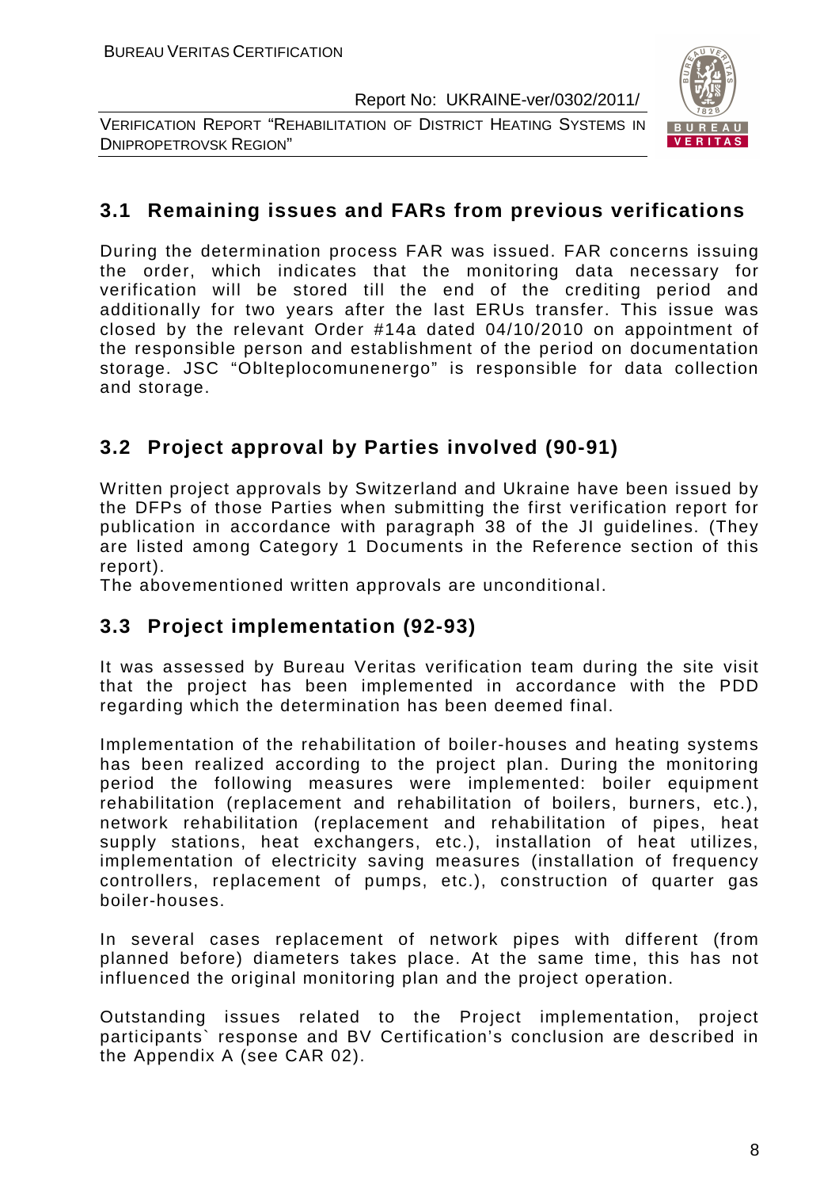## 3.1 Remaining issues and FARs from previous verifications

During the determination process FAR was issued. FAR concerns issuing the order, which indicates that the monitoring data necessary for verification will be stored till the end of the crediting period and additionally for two years after the last ERUs transfer. This issue was closed by the relevant Order #14a dated 04/10/2010 on appointment of the responsible person and establishment of the period on documentation storage. JSC "Oblteplocomunenergo" is responsible for data collection and storage.

## 3.2 Project approval by Parties involved (90-91)

Written project approvals by Switzerland and Ukraine have been issued by the DFPs of those Parties when submitting the first verification report for publication in accordance with paragraph 38 of the JI guidelines. (They are listed among Category 1 Documents in the Reference section of this report).

The abovementioned written approvals are unconditional.

## 3.3 Project implementation (92-93)

It was assessed by Bureau Veritas verification team during the site visit that the project has been implemented in accordance with the PDD regarding which the determination has been deemed final.

Implementation of the rehabilitation of boiler-houses and heating systems has been realized according to the project plan. During the monitoring period the following measures were implemented: boiler equipment rehabilitation (replacement and rehabilitation of boilers, burners, etc.), network rehabilitation (replacement and rehabilitation of pipes, heat supply stations, heat exchangers, etc.), installation of heat utilizes, implementation of electricity saving measures (installation of frequency controllers, replacement of pumps, etc.), construction of quarter gas boiler-houses.

In several cases replacement of network pipes with different (from planned before) diameters takes place. At the same time, this has not influenced the original monitoring plan and the project operation.

Outstanding issues related to the Project implementation, project participants` response and BV Certification's conclusion are described in the Appendix A (see CAR 02).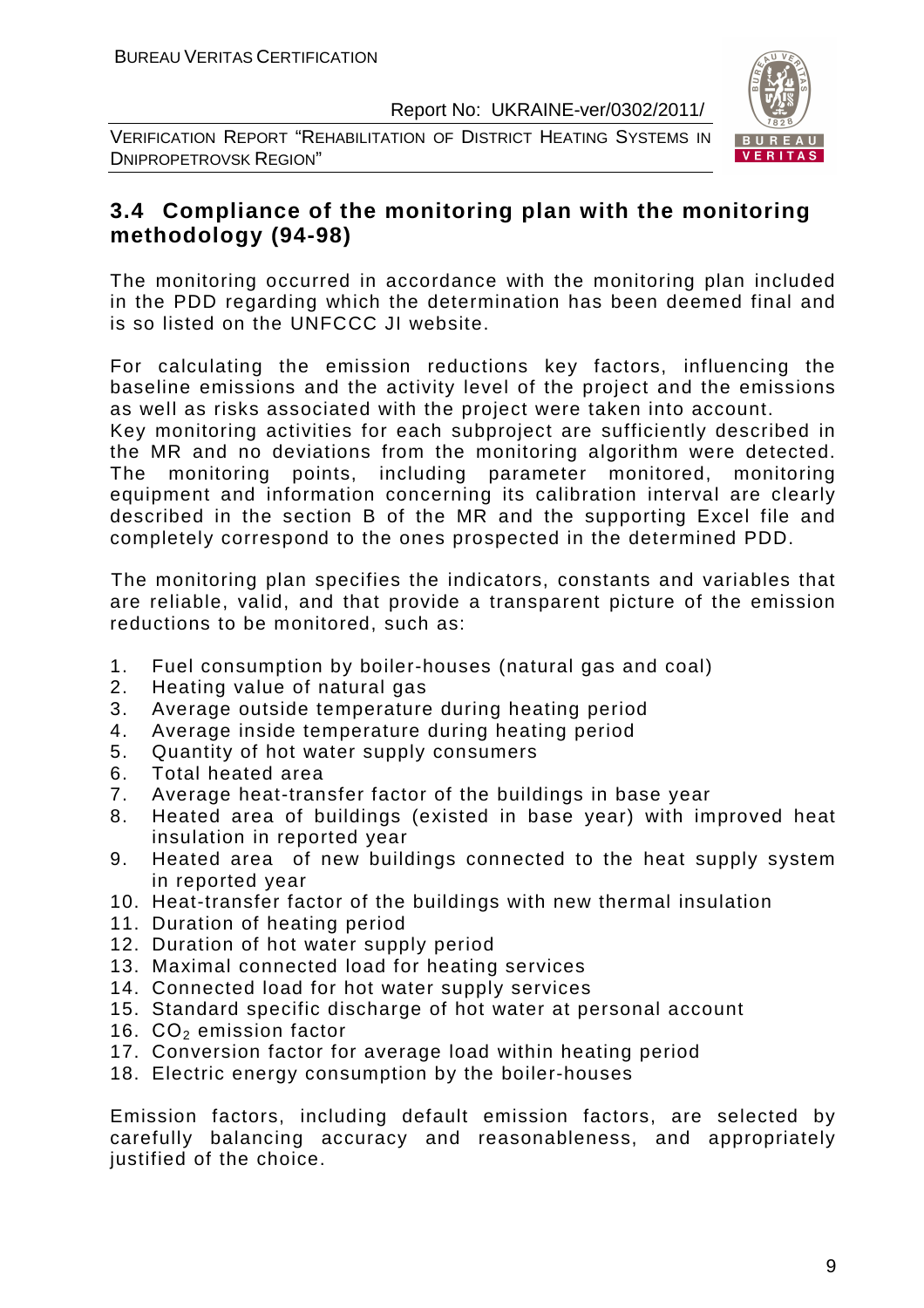## 3.4 Compliance of the monitoring plan with the monitoring methodology (94-98)

The monitoring occurred in accordance with the monitoring plan included in the PDD regarding which the determination has been deemed final and is so listed on the UNFCCC JI website.

For calculating the emission reductions key factors, influencing the baseline emissions and the activity level of the project and the emissions as well as risks associated with the project were taken into account.
Key monitoring activities for each subproject are sufficiently described in the MR and no deviations from the monitoring algorithm were detected. The monitoring points, including parameter monitored, monitoring equipment and information concerning its calibration interval are clearly described in the section B of the MR and the supporting Excel file and completely correspond to the ones prospected in the determined PDD.

The monitoring plan specifies the indicators, constants and variables that are reliable, valid, and that provide a transparent picture of the emission reductions to be monitored, such as:

1. Fuel consumption by boiler-houses (natural gas and coal)
2. Heating value of natural gas
3. Average outside temperature during heating period
4. Average inside temperature during heating period
5. Quantity of hot water supply consumers
6. Total heated area
7. Average heat-transfer factor of the buildings in base year
8. Heated area of buildings (existed in base year) with improved heat insulation in reported year
9. Heated area of new buildings connected to the heat supply system in reported year
10. Heat-transfer factor of the buildings with new thermal insulation
11. Duration of heating period
12. Duration of hot water supply period
13. Maximal connected load for heating services
14. Connected load for hot water supply services
15. Standard specific discharge of hot water at personal account
16. $CO_2$ emission factor
17. Conversion factor for average load within heating period
18. Electric energy consumption by the boiler-houses

Emission factors, including default emission factors, are selected by carefully balancing accuracy and reasonableness, and appropriately justified of the choice.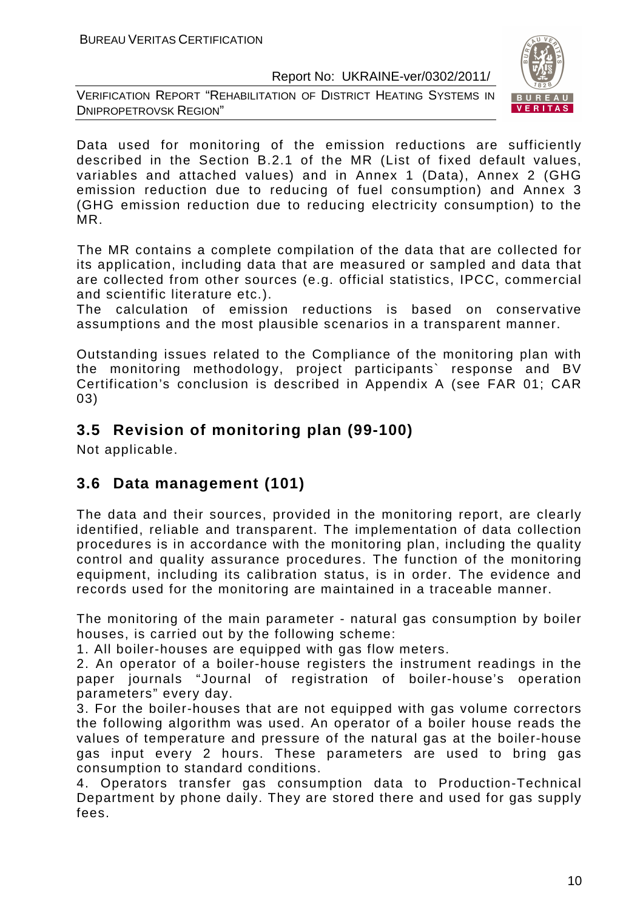Data used for monitoring of the emission reductions are sufficiently described in the Section B.2.1 of the MR (List of fixed default values, variables and attached values) and in Annex 1 (Data), Annex 2 (GHG emission reduction due to reducing of fuel consumption) and Annex 3 (GHG emission reduction due to reducing electricity consumption) to the MR.

The MR contains a complete compilation of the data that are collected for its application, including data that are measured or sampled and data that are collected from other sources (e.g. official statistics, IPCC, commercial and scientific literature etc.).
The calculation of emission reductions is based on conservative assumptions and the most plausible scenarios in a transparent manner.

Outstanding issues related to the Compliance of the monitoring plan with the monitoring methodology, project participants` response and BV Certification's conclusion is described in Appendix A (see FAR 01; CAR 03)

## 3.5 Revision of monitoring plan (99-100)

Not applicable.

## 3.6 Data management (101)

The data and their sources, provided in the monitoring report, are clearly identified, reliable and transparent. The implementation of data collection procedures is in accordance with the monitoring plan, including the quality control and quality assurance procedures. The function of the monitoring equipment, including its calibration status, is in order. The evidence and records used for the monitoring are maintained in a traceable manner.

The monitoring of the main parameter - natural gas consumption by boiler houses, is carried out by the following scheme:

1. All boiler-houses are equipped with gas flow meters.
2. An operator of a boiler-house registers the instrument readings in the paper journals "Journal of registration of boiler-house's operation parameters" every day.
3. For the boiler-houses that are not equipped with gas volume correctors the following algorithm was used. An operator of a boiler house reads the values of temperature and pressure of the natural gas at the boiler-house gas input every 2 hours. These parameters are used to bring gas consumption to standard conditions.
4. Operators transfer gas consumption data to Production-Technical Department by phone daily. They are stored there and used for gas supply fees.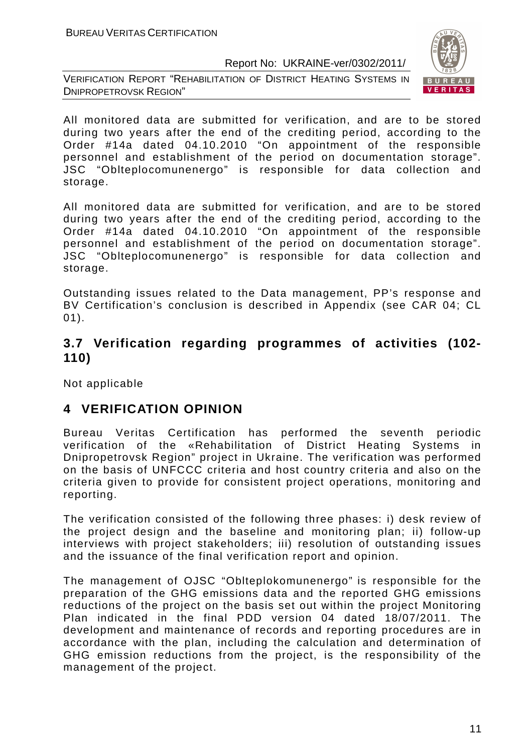All monitored data are submitted for verification, and are to be stored during two years after the end of the crediting period, according to the Order #14a dated 04.10.2010 "On appointment of the responsible personnel and establishment of the period on documentation storage". JSC "Oblteplocomunenergo" is responsible for data collection and storage.

All monitored data are submitted for verification, and are to be stored during two years after the end of the crediting period, according to the Order #14a dated 04.10.2010 "On appointment of the responsible personnel and establishment of the period on documentation storage". JSC "Oblteplocomunenergo" is responsible for data collection and storage.

Outstanding issues related to the Data management, PP's response and BV Certification's conclusion is described in Appendix (see CAR 04; CL 01).

### 3.7 Verification regarding programmes of activities (102-110)

Not applicable

## 4 VERIFICATION OPINION

Bureau Veritas Certification has performed the seventh periodic verification of the «Rehabilitation of District Heating Systems in Dnipropetrovsk Region" project in Ukraine. The verification was performed on the basis of UNFCCC criteria and host country criteria and also on the criteria given to provide for consistent project operations, monitoring and reporting.

The verification consisted of the following three phases: i) desk review of the project design and the baseline and monitoring plan; ii) follow-up interviews with project stakeholders; iii) resolution of outstanding issues and the issuance of the final verification report and opinion.

The management of OJSC "Oblteplokomunenergo" is responsible for the preparation of the GHG emissions data and the reported GHG emissions reductions of the project on the basis set out within the project Monitoring Plan indicated in the final PDD version 04 dated 18/07/2011. The development and maintenance of records and reporting procedures are in accordance with the plan, including the calculation and determination of GHG emission reductions from the project, is the responsibility of the management of the project.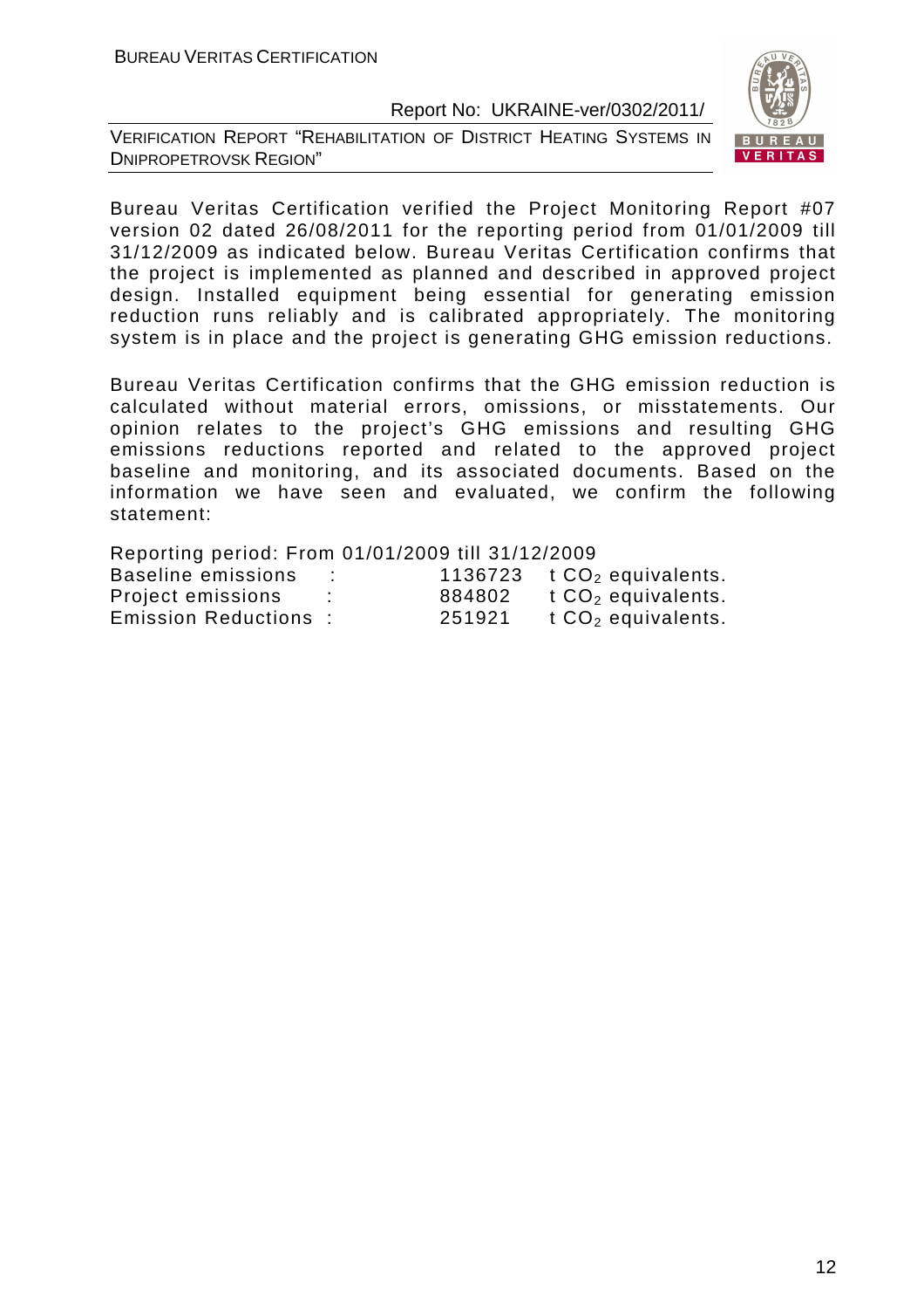Bureau Veritas Certification verified the Project Monitoring Report #07 version 02 dated 26/08/2011 for the reporting period from 01/01/2009 till 31/12/2009 as indicated below. Bureau Veritas Certification confirms that the project is implemented as planned and described in approved project design. Installed equipment being essential for generating emission reduction runs reliably and is calibrated appropriately. The monitoring system is in place and the project is generating GHG emission reductions.

Bureau Veritas Certification confirms that the GHG emission reduction is calculated without material errors, omissions, or misstatements. Our opinion relates to the project's GHG emissions and resulting GHG emissions reductions reported and related to the approved project baseline and monitoring, and its associated documents. Based on the information we have seen and evaluated, we confirm the following statement:

Reporting period: From 01/01/2009 till 31/12/2009

| | | | |
|---|---|---|---|
| Baseline emissions | : | 1136723 | t $CO_2$ equivalents. |
| Project emissions | : | 884802 | t $CO_2$ equivalents. |
| Emission Reductions | : | 251921 | t $CO_2$ equivalents. |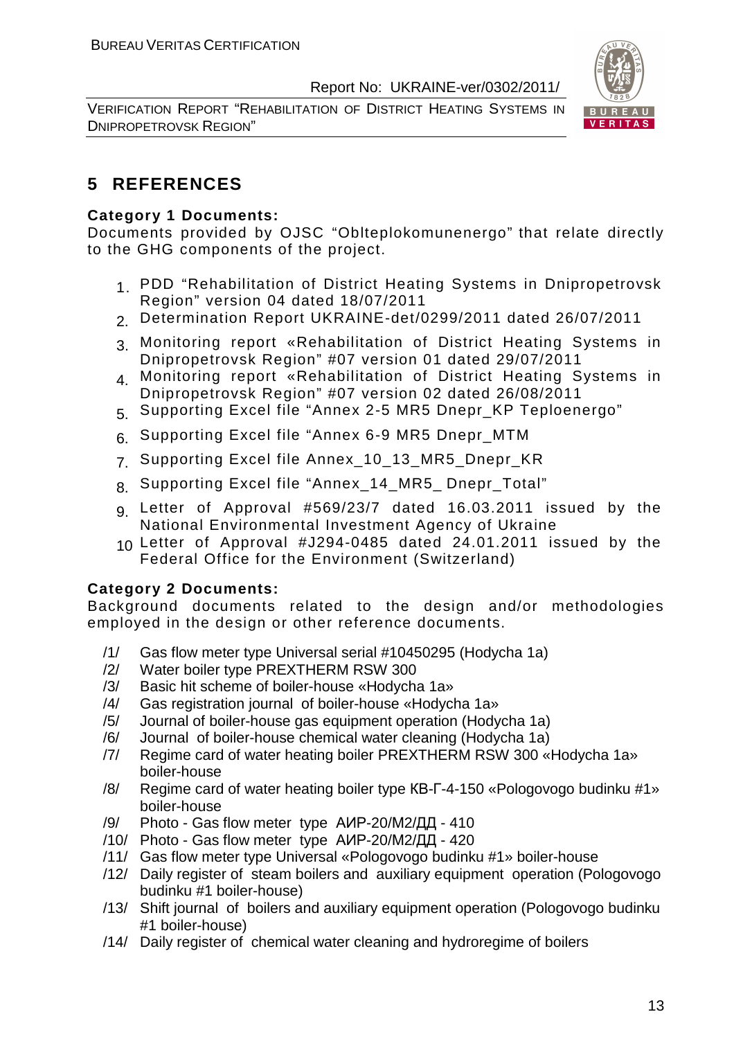# 5 REFERENCES

**Category 1 Documents:**
Documents provided by OJSC "Oblteplokomunenergo" that relate directly to the GHG components of the project.

1. PDD "Rehabilitation of District Heating Systems in Dnipropetrovsk Region" version 04 dated 18/07/2011
2. Determination Report UKRAINE-det/0299/2011 dated 26/07/2011
3. Monitoring report «Rehabilitation of District Heating Systems in Dnipropetrovsk Region" #07 version 01 dated 29/07/2011
4. Monitoring report «Rehabilitation of District Heating Systems in Dnipropetrovsk Region" #07 version 02 dated 26/08/2011
5. Supporting Excel file "Annex 2-5 MR5 Dnepr_KP Teploenergo"
6. Supporting Excel file "Annex 6-9 MR5 Dnepr_MTM
7. Supporting Excel file Annex_10_13_MR5_Dnepr_KR
8. Supporting Excel file "Annex_14_MR5_ Dnepr_Total"
9. Letter of Approval #569/23/7 dated 16.03.2011 issued by the National Environmental Investment Agency of Ukraine
10. Letter of Approval #J294-0485 dated 24.01.2011 issued by the Federal Office for the Environment (Switzerland)

**Category 2 Documents:**
Background documents related to the design and/or methodologies employed in the design or other reference documents.

/1/ Gas flow meter type Universal serial #10450295 (Hodycha 1a)
/2/ Water boiler type PREXTHERM RSW 300
/3/ Basic hit scheme of boiler-house «Hodycha 1a»
/4/ Gas registration journal of boiler-house «Hodycha 1a»
/5/ Journal of boiler-house gas equipment operation (Hodycha 1a)
/6/ Journal of boiler-house chemical water cleaning (Hodycha 1a)
/7/ Regime card of water heating boiler PREXTHERM RSW 300 «Hodycha 1a» boiler-house
/8/ Regime card of water heating boiler type КВ-Г-4-150 «Pologovogo budinku #1» boiler-house
/9/ Photo - Gas flow meter type АИР-20/М2/ДД - 410
/10/ Photo - Gas flow meter type АИР-20/М2/ДД - 420
/11/ Gas flow meter type Universal «Pologovogo budinku #1» boiler-house
/12/ Daily register of steam boilers and auxiliary equipment operation (Pologovogo budinku #1 boiler-house)
/13/ Shift journal of boilers and auxiliary equipment operation (Pologovogo budinku #1 boiler-house)
/14/ Daily register of chemical water cleaning and hydroregime of boilers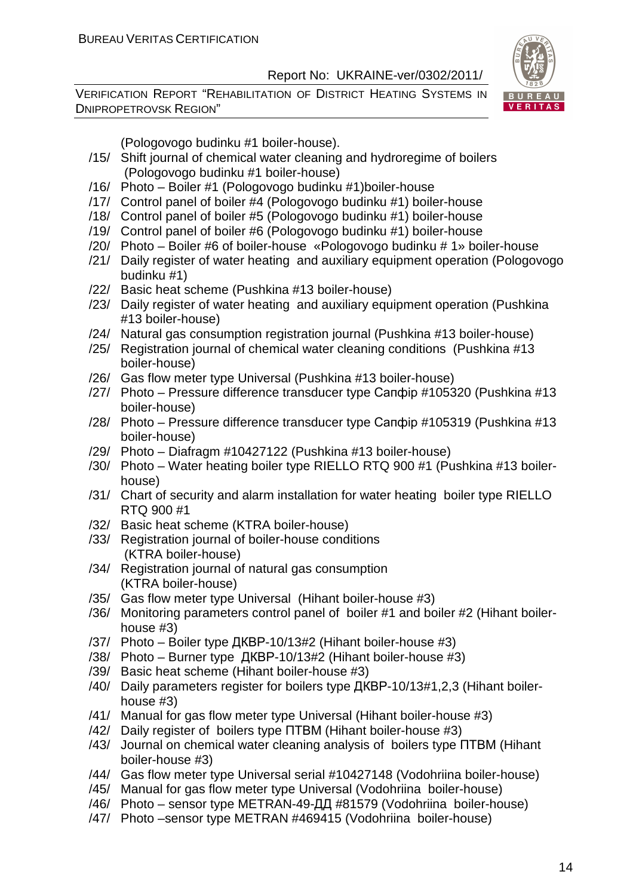(Pologovogo budinku #1 boiler-house).

/15/ Shift journal of chemical water cleaning and hydroregime of boilers (Pologovogo budinku #1 boiler-house)
/16/ Photo – Boiler #1 (Pologovogo budinku #1)boiler-house
/17/ Control panel of boiler #4 (Pologovogo budinku #1) boiler-house
/18/ Control panel of boiler #5 (Pologovogo budinku #1) boiler-house
/19/ Control panel of boiler #6 (Pologovogo budinku #1) boiler-house
/20/ Photo – Boiler #6 of boiler-house «Pologovogo budinku # 1» boiler-house
/21/ Daily register of water heating and auxiliary equipment operation (Pologovogo budinku #1)
/22/ Basic heat scheme (Pushkina #13 boiler-house)
/23/ Daily register of water heating and auxiliary equipment operation (Pushkina #13 boiler-house)
/24/ Natural gas consumption registration journal (Pushkina #13 boiler-house)
/25/ Registration journal of chemical water cleaning conditions (Pushkina #13 boiler-house)
/26/ Gas flow meter type Universal (Pushkina #13 boiler-house)
/27/ Photo – Pressure difference transducer type Сапфір #105320 (Pushkina #13 boiler-house)
/28/ Photo – Pressure difference transducer type Сапфір #105319 (Pushkina #13 boiler-house)
/29/ Photo – Diafragm #10427122 (Pushkina #13 boiler-house)
/30/ Photo – Water heating boiler type RIELLO RTQ 900 #1 (Pushkina #13 boiler-house)
/31/ Chart of security and alarm installation for water heating boiler type RIELLO RTQ 900 #1
/32/ Basic heat scheme (KTRA boiler-house)
/33/ Registration journal of boiler-house conditions (KTRA boiler-house)
/34/ Registration journal of natural gas consumption (KTRA boiler-house)
/35/ Gas flow meter type Universal (Hihant boiler-house #3)
/36/ Monitoring parameters control panel of boiler #1 and boiler #2 (Hihant boiler-house #3)
/37/ Photo – Boiler type ДКВР-10/13#2 (Hihant boiler-house #3)
/38/ Photo – Burner type ДКВР-10/13#2 (Hihant boiler-house #3)
/39/ Basic heat scheme (Hihant boiler-house #3)
/40/ Daily parameters register for boilers type ДКВР-10/13#1,2,3 (Hihant boiler-house #3)
/41/ Manual for gas flow meter type Universal (Hihant boiler-house #3)
/42/ Daily register of boilers type ПТВМ (Hihant boiler-house #3)
/43/ Journal on chemical water cleaning analysis of boilers type ПТВМ (Hihant boiler-house #3)
/44/ Gas flow meter type Universal serial #10427148 (Vodohriina boiler-house)
/45/ Manual for gas flow meter type Universal (Vodohriina boiler-house)
/46/ Photo – sensor type METRAN-49-ДД #81579 (Vodohriina boiler-house)
/47/ Photo –sensor type METRAN #469415 (Vodohriina boiler-house)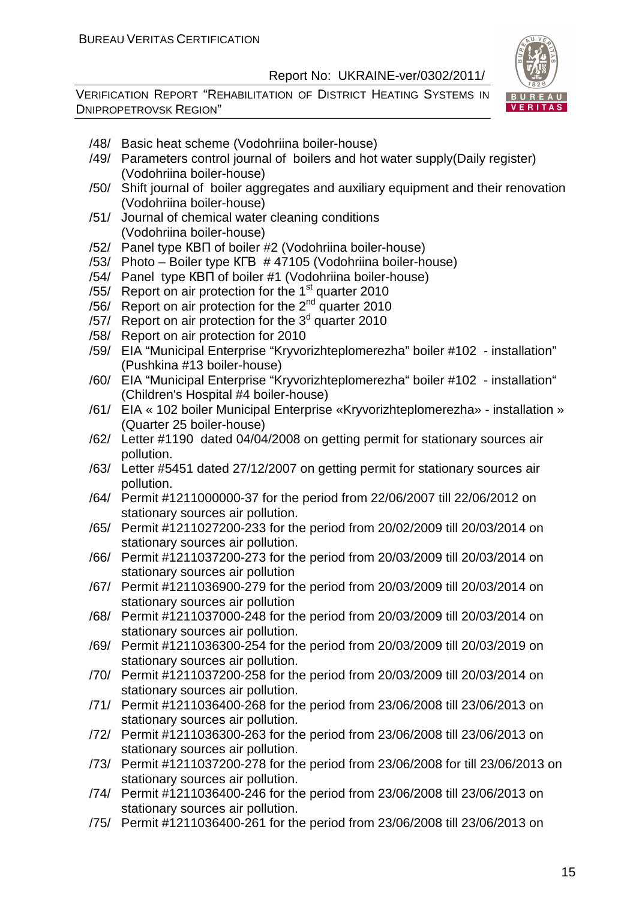/48/ Basic heat scheme (Vodohriina boiler-house)

/49/ Parameters control journal of boilers and hot water supply(Daily register) (Vodohriina boiler-house)

/50/ Shift journal of boiler aggregates and auxiliary equipment and their renovation (Vodohriina boiler-house)

/51/ Journal of chemical water cleaning conditions (Vodohriina boiler-house)

/52/ Panel type КВП of boiler #2 (Vodohriina boiler-house)

/53/ Photo – Boiler type КГВ # 47105 (Vodohriina boiler-house)

/54/ Panel type КВП of boiler #1 (Vodohriina boiler-house)

/55/ Report on air protection for the 1[st] quarter 2010

/56/ Report on air protection for the 2[nd] quarter 2010

/57/ Report on air protection for the 3[d] quarter 2010

/58/ Report on air protection for 2010

/59/ EIA "Municipal Enterprise "Kryvorizhteplomerezha" boiler #102 - installation" (Pushkina #13 boiler-house)

/60/ EIA "Municipal Enterprise "Kryvorizhteplomerezha" boiler #102 - installation" (Children's Hospital #4 boiler-house)

/61/ EIA « 102 boiler Municipal Enterprise «Kryvorizhteplomerezha» - installation » (Quarter 25 boiler-house)

/62/ Letter #1190 dated 04/04/2008 on getting permit for stationary sources air pollution.

/63/ Letter #5451 dated 27/12/2007 on getting permit for stationary sources air pollution.

/64/ Permit #1211000000-37 for the period from 22/06/2007 till 22/06/2012 on stationary sources air pollution.

/65/ Permit #1211027200-233 for the period from 20/02/2009 till 20/03/2014 on stationary sources air pollution.

/66/ Permit #1211037200-273 for the period from 20/03/2009 till 20/03/2014 on stationary sources air pollution

/67/ Permit #1211036900-279 for the period from 20/03/2009 till 20/03/2014 on stationary sources air pollution

/68/ Permit #1211037000-248 for the period from 20/03/2009 till 20/03/2014 on stationary sources air pollution.

/69/ Permit #1211036300-254 for the period from 20/03/2009 till 20/03/2019 on stationary sources air pollution.

/70/ Permit #1211037200-258 for the period from 20/03/2009 till 20/03/2014 on stationary sources air pollution.

/71/ Permit #1211036400-268 for the period from 23/06/2008 till 23/06/2013 on stationary sources air pollution.

/72/ Permit #1211036300-263 for the period from 23/06/2008 till 23/06/2013 on stationary sources air pollution.

/73/ Permit #1211037200-278 for the period from 23/06/2008 for till 23/06/2013 on stationary sources air pollution.

/74/ Permit #1211036400-246 for the period from 23/06/2008 till 23/06/2013 on stationary sources air pollution.

/75/ Permit #1211036400-261 for the period from 23/06/2008 till 23/06/2013 on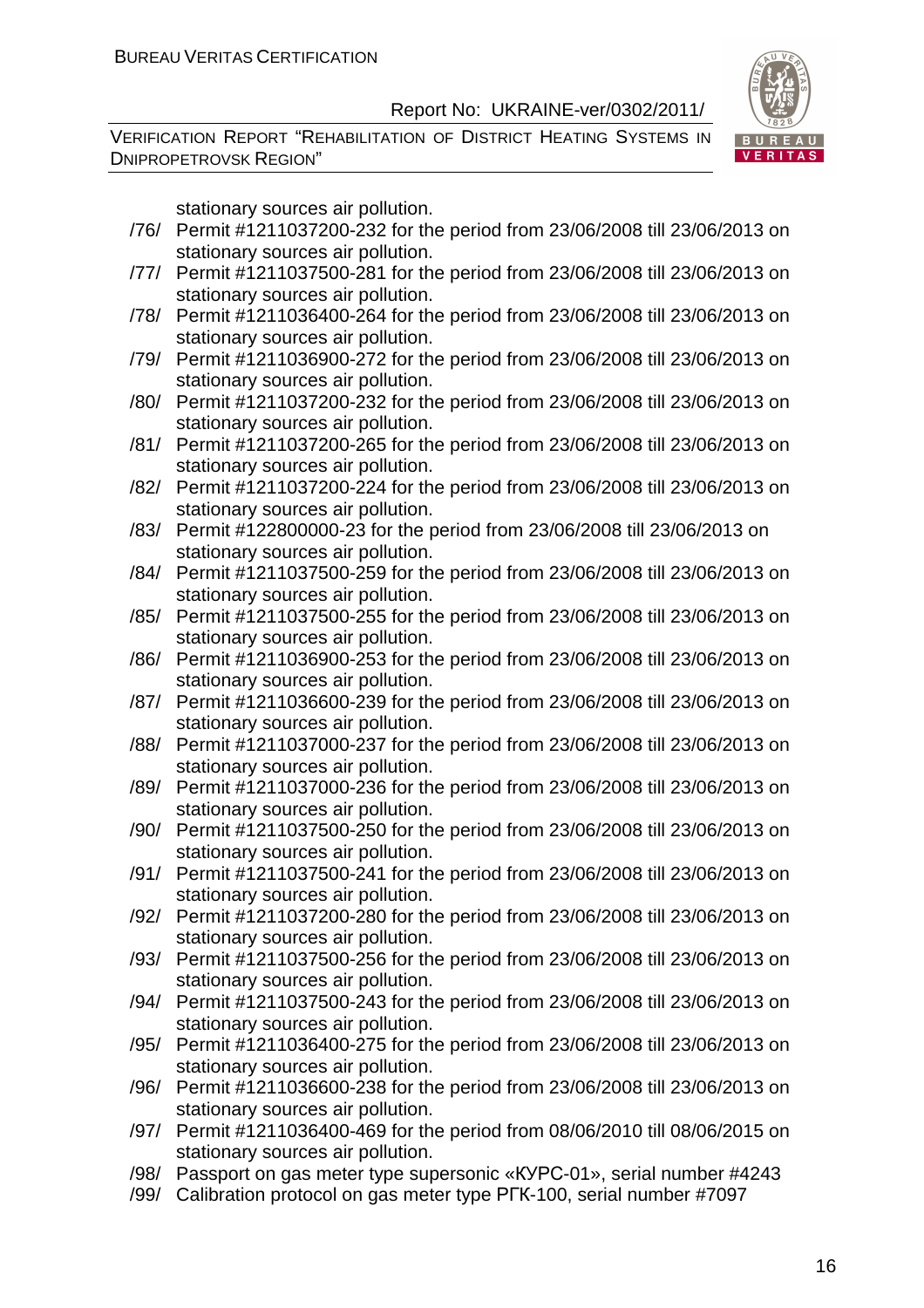stationary sources air pollution.

/76/ Permit #1211037200-232 for the period from 23/06/2008 till 23/06/2013 on stationary sources air pollution.

/77/ Permit #1211037500-281 for the period from 23/06/2008 till 23/06/2013 on stationary sources air pollution.

/78/ Permit #1211036400-264 for the period from 23/06/2008 till 23/06/2013 on stationary sources air pollution.

/79/ Permit #1211036900-272 for the period from 23/06/2008 till 23/06/2013 on stationary sources air pollution.

/80/ Permit #1211037200-232 for the period from 23/06/2008 till 23/06/2013 on stationary sources air pollution.

/81/ Permit #1211037200-265 for the period from 23/06/2008 till 23/06/2013 on stationary sources air pollution.

/82/ Permit #1211037200-224 for the period from 23/06/2008 till 23/06/2013 on stationary sources air pollution.

/83/ Permit #122800000-23 for the period from 23/06/2008 till 23/06/2013 on stationary sources air pollution.

/84/ Permit #1211037500-259 for the period from 23/06/2008 till 23/06/2013 on stationary sources air pollution.

/85/ Permit #1211037500-255 for the period from 23/06/2008 till 23/06/2013 on stationary sources air pollution.

/86/ Permit #1211036900-253 for the period from 23/06/2008 till 23/06/2013 on stationary sources air pollution.

/87/ Permit #1211036600-239 for the period from 23/06/2008 till 23/06/2013 on stationary sources air pollution.

/88/ Permit #1211037000-237 for the period from 23/06/2008 till 23/06/2013 on stationary sources air pollution.

/89/ Permit #1211037000-236 for the period from 23/06/2008 till 23/06/2013 on stationary sources air pollution.

/90/ Permit #1211037500-250 for the period from 23/06/2008 till 23/06/2013 on stationary sources air pollution.

/91/ Permit #1211037500-241 for the period from 23/06/2008 till 23/06/2013 on stationary sources air pollution.

/92/ Permit #1211037200-280 for the period from 23/06/2008 till 23/06/2013 on stationary sources air pollution.

/93/ Permit #1211037500-256 for the period from 23/06/2008 till 23/06/2013 on stationary sources air pollution.

/94/ Permit #1211037500-243 for the period from 23/06/2008 till 23/06/2013 on stationary sources air pollution.

/95/ Permit #1211036400-275 for the period from 23/06/2008 till 23/06/2013 on stationary sources air pollution.

/96/ Permit #1211036600-238 for the period from 23/06/2008 till 23/06/2013 on stationary sources air pollution.

/97/ Permit #1211036400-469 for the period from 08/06/2010 till 08/06/2015 on stationary sources air pollution.

/98/ Passport on gas meter type supersonic «КУРС-01», serial number #4243

/99/ Calibration protocol on gas meter type РГК-100, serial number #7097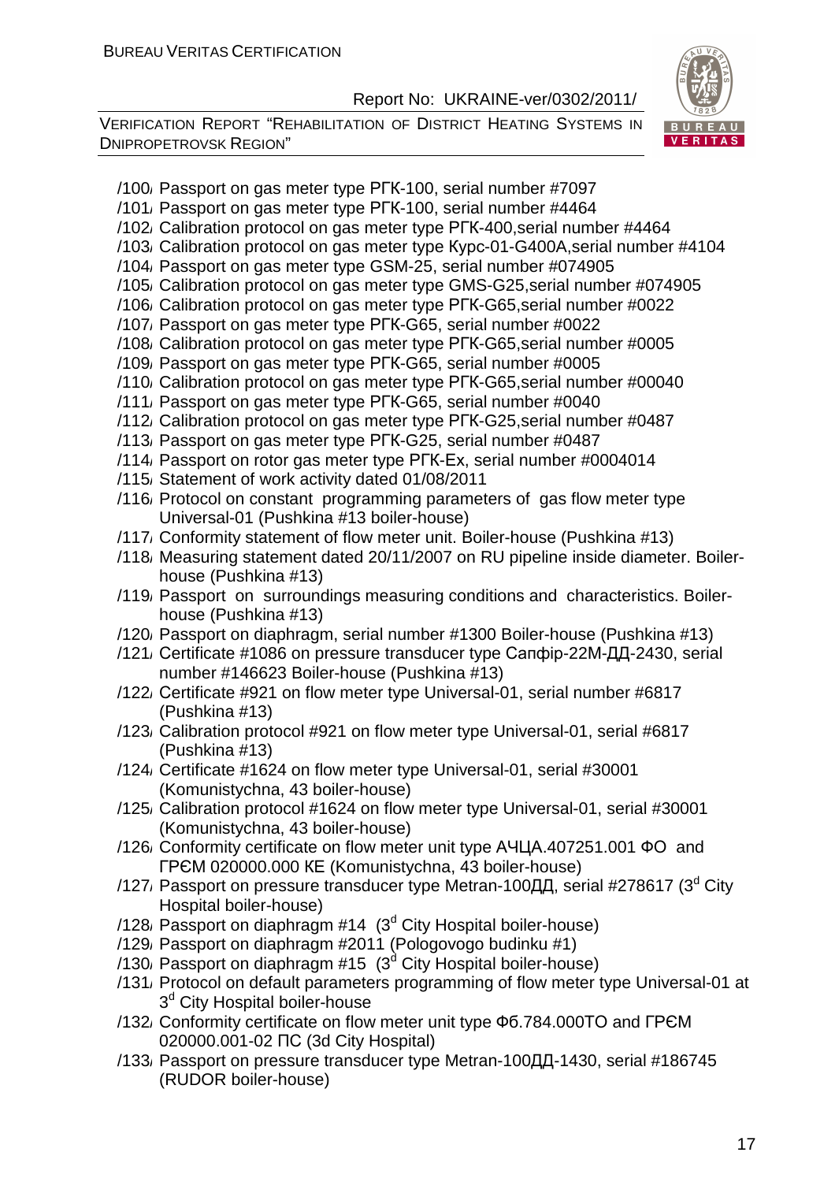/100/ Passport on gas meter type РГК-100, serial number #7097

/101/ Passport on gas meter type РГК-100, serial number #4464

/102/ Calibration protocol on gas meter type РГК-400,serial number #4464

/103/ Calibration protocol on gas meter type Курс-01-G400A,serial number #4104

/104/ Passport on gas meter type GSM-25, serial number #074905

/105/ Calibration protocol on gas meter type GMS-G25,serial number #074905

/106/ Calibration protocol on gas meter type РГК-G65,serial number #0022

/107/ Passport on gas meter type РГК-G65, serial number #0022

/108/ Calibration protocol on gas meter type РГК-G65,serial number #0005

/109/ Passport on gas meter type РГК-G65, serial number #0005

/110/ Calibration protocol on gas meter type РГК-G65,serial number #00040

/111/ Passport on gas meter type РГК-G65, serial number #0040

/112/ Calibration protocol on gas meter type РГК-G25,serial number #0487

/113/ Passport on gas meter type РГК-G25, serial number #0487

/114/ Passport on rotor gas meter type РГК-Ех, serial number #0004014

/115/ Statement of work activity dated 01/08/2011

/116/ Protocol on constant programming parameters of gas flow meter type Universal-01 (Pushkina #13 boiler-house)

/117/ Conformity statement of flow meter unit. Boiler-house (Pushkina #13)

/118/ Measuring statement dated 20/11/2007 on RU pipeline inside diameter. Boiler-house (Pushkina #13)

/119/ Passport on surroundings measuring conditions and characteristics. Boiler-house (Pushkina #13)

/120/ Passport on diaphragm, serial number #1300 Boiler-house (Pushkina #13)

/121/ Certificate #1086 on pressure transducer type Сапфір-22М-ДД-2430, serial number #146623 Boiler-house (Pushkina #13)

/122/ Certificate #921 on flow meter type Universal-01, serial number #6817 (Pushkina #13)

/123/ Calibration protocol #921 on flow meter type Universal-01, serial #6817 (Pushkina #13)

/124/ Certificate #1624 on flow meter type Universal-01, serial #30001 (Komunistychna, 43 boiler-house)

/125/ Calibration protocol #1624 on flow meter type Universal-01, serial #30001 (Komunistychna, 43 boiler-house)

/126/ Conformity certificate on flow meter unit type АЧЦА.407251.001 ФО and ГРЄМ 020000.000 КЕ (Komunistychna, 43 boiler-house)

/127/ Passport on pressure transducer type Metran-100ДД, serial #278617 (3[d] City Hospital boiler-house)

/128/ Passport on diaphragm #14 (3[d] City Hospital boiler-house)

/129/ Passport on diaphragm #2011 (Pologovogo budinku #1)

/130/ Passport on diaphragm #15 (3[d] City Hospital boiler-house)

/131/ Protocol on default parameters programming of flow meter type Universal-01 at 3[d] City Hospital boiler-house

/132/ Conformity certificate on flow meter unit type Ф6.784.000ТО and ГРЄМ 020000.001-02 ПС (3d City Hospital)

/133/ Passport on pressure transducer type Metran-100ДД-1430, serial #186745 (RUDOR boiler-house)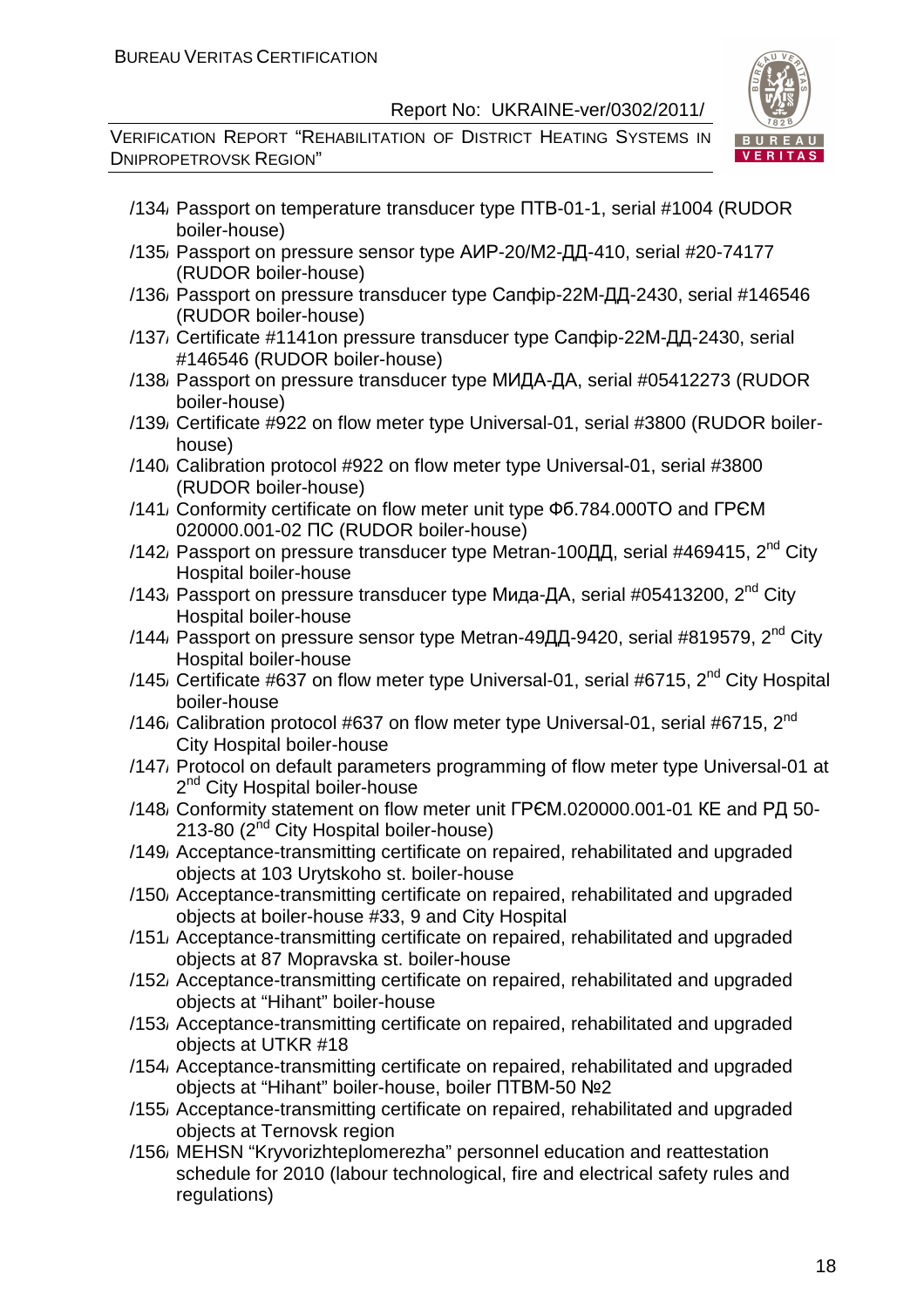/134/ Passport on temperature transducer type ПТВ-01-1, serial #1004 (RUDOR boiler-house)

/135/ Passport on pressure sensor type АИР-20/М2-ДД-410, serial #20-74177 (RUDOR boiler-house)

/136/ Passport on pressure transducer type Сапфір-22М-ДД-2430, serial #146546 (RUDOR boiler-house)

/137/ Certificate #1141on pressure transducer type Сапфір-22М-ДД-2430, serial #146546 (RUDOR boiler-house)

/138/ Passport on pressure transducer type МИДА-ДА, serial #05412273 (RUDOR boiler-house)

/139/ Certificate #922 on flow meter type Universal-01, serial #3800 (RUDOR boiler-house)

/140/ Calibration protocol #922 on flow meter type Universal-01, serial #3800 (RUDOR boiler-house)

/141/ Conformity certificate on flow meter unit type Ф6.784.000ТО and ГРЄМ 020000.001-02 ПС (RUDOR boiler-house)

/142/ Passport on pressure transducer type Metran-100ДД, serial #469415, 2nd City Hospital boiler-house

/143/ Passport on pressure transducer type Мида-ДА, serial #05413200, 2nd City Hospital boiler-house

/144/ Passport on pressure sensor type Metran-49ДД-9420, serial #819579, 2nd City Hospital boiler-house

/145/ Certificate #637 on flow meter type Universal-01, serial #6715, 2nd City Hospital boiler-house

/146/ Calibration protocol #637 on flow meter type Universal-01, serial #6715, 2nd City Hospital boiler-house

/147/ Protocol on default parameters programming of flow meter type Universal-01 at 2nd City Hospital boiler-house

/148/ Conformity statement on flow meter unit ГРЄМ.020000.001-01 КЕ and РД 50-213-80 (2nd City Hospital boiler-house)

/149/ Acceptance-transmitting certificate on repaired, rehabilitated and upgraded objects at 103 Urytskoho st. boiler-house

/150/ Acceptance-transmitting certificate on repaired, rehabilitated and upgraded objects at boiler-house #33, 9 and City Hospital

/151/ Acceptance-transmitting certificate on repaired, rehabilitated and upgraded objects at 87 Mopravska st. boiler-house

/152/ Acceptance-transmitting certificate on repaired, rehabilitated and upgraded objects at "Hihant" boiler-house

/153/ Acceptance-transmitting certificate on repaired, rehabilitated and upgraded objects at UTKR #18

/154/ Acceptance-transmitting certificate on repaired, rehabilitated and upgraded objects at "Hihant" boiler-house, boiler ПТВМ-50 №2

/155/ Acceptance-transmitting certificate on repaired, rehabilitated and upgraded objects at Ternovsk region

/156/ MEHSN "Kryvorizhteplomerezha" personnel education and reattestation schedule for 2010 (labour technological, fire and electrical safety rules and regulations)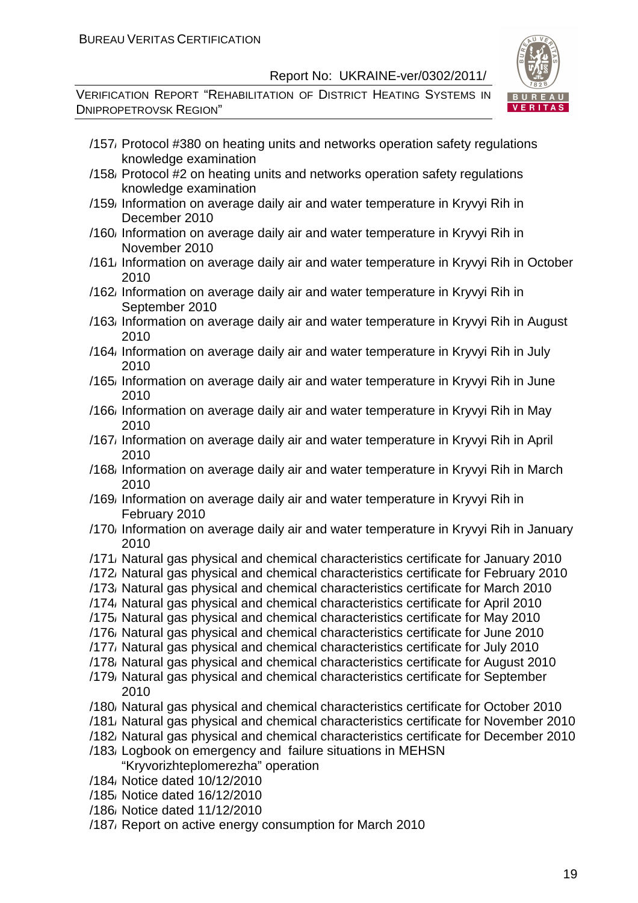/157/ Protocol #380 on heating units and networks operation safety regulations knowledge examination
/158/ Protocol #2 on heating units and networks operation safety regulations knowledge examination
/159/ Information on average daily air and water temperature in Kryvyi Rih in December 2010
/160/ Information on average daily air and water temperature in Kryvyi Rih in November 2010
/161/ Information on average daily air and water temperature in Kryvyi Rih in October 2010
/162/ Information on average daily air and water temperature in Kryvyi Rih in September 2010
/163/ Information on average daily air and water temperature in Kryvyi Rih in August 2010
/164/ Information on average daily air and water temperature in Kryvyi Rih in July 2010
/165/ Information on average daily air and water temperature in Kryvyi Rih in June 2010
/166/ Information on average daily air and water temperature in Kryvyi Rih in May 2010
/167/ Information on average daily air and water temperature in Kryvyi Rih in April 2010
/168/ Information on average daily air and water temperature in Kryvyi Rih in March 2010
/169/ Information on average daily air and water temperature in Kryvyi Rih in February 2010
/170/ Information on average daily air and water temperature in Kryvyi Rih in January 2010
/171/ Natural gas physical and chemical characteristics certificate for January 2010
/172/ Natural gas physical and chemical characteristics certificate for February 2010
/173/ Natural gas physical and chemical characteristics certificate for March 2010
/174/ Natural gas physical and chemical characteristics certificate for April 2010
/175/ Natural gas physical and chemical characteristics certificate for May 2010
/176/ Natural gas physical and chemical characteristics certificate for June 2010
/177/ Natural gas physical and chemical characteristics certificate for July 2010
/178/ Natural gas physical and chemical characteristics certificate for August 2010
/179/ Natural gas physical and chemical characteristics certificate for September 2010
/180/ Natural gas physical and chemical characteristics certificate for October 2010
/181/ Natural gas physical and chemical characteristics certificate for November 2010
/182/ Natural gas physical and chemical characteristics certificate for December 2010
/183/ Logbook on emergency and failure situations in MEHSN "Kryvorizhteplomerezha" operation
/184/ Notice dated 10/12/2010
/185/ Notice dated 16/12/2010
/186/ Notice dated 11/12/2010
/187/ Report on active energy consumption for March 2010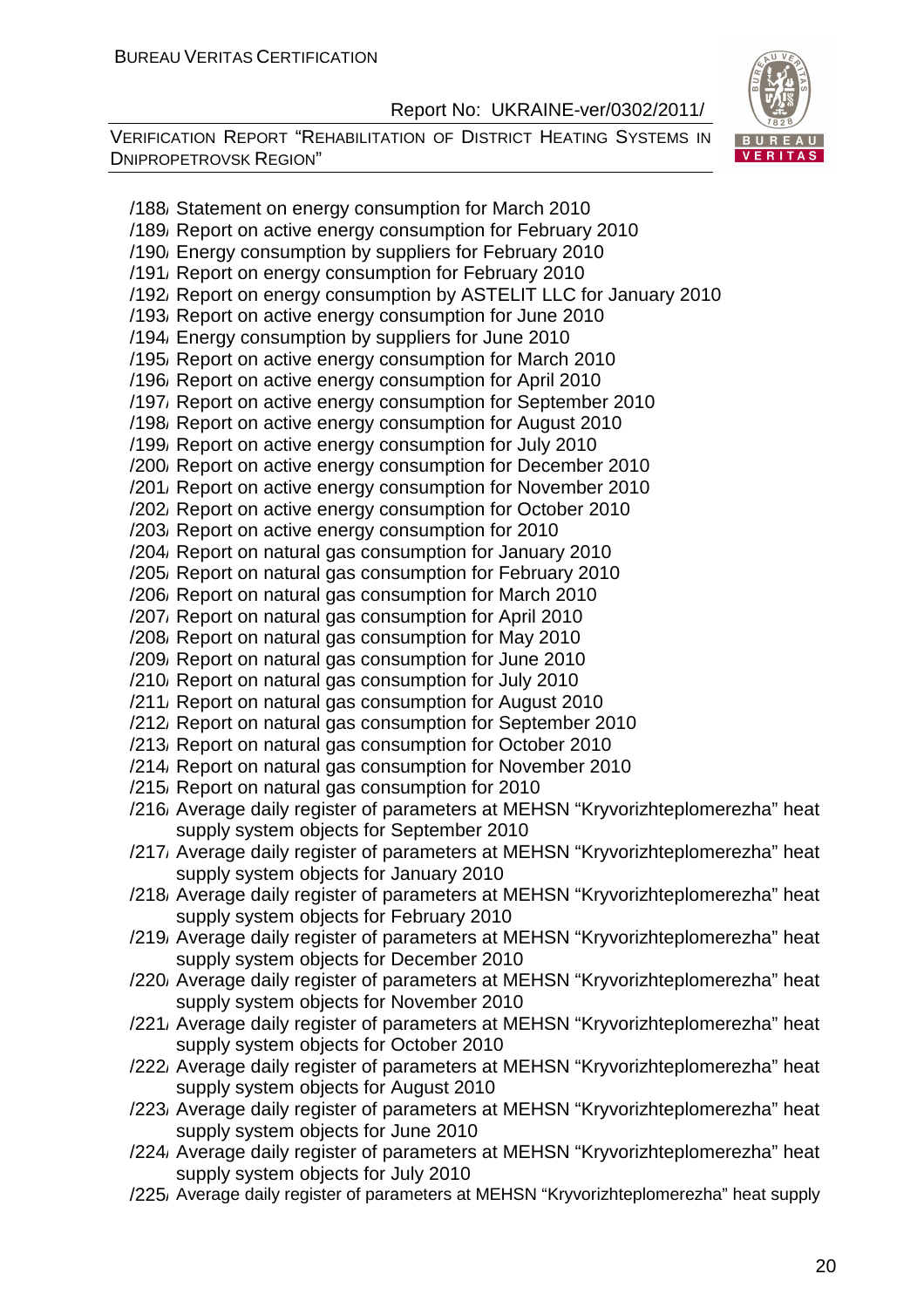/188/ Statement on energy consumption for March 2010
/189/ Report on active energy consumption for February 2010
/190/ Energy consumption by suppliers for February 2010
/191/ Report on energy consumption for February 2010
/192/ Report on energy consumption by ASTELIT LLC for January 2010
/193/ Report on active energy consumption for June 2010
/194/ Energy consumption by suppliers for June 2010
/195/ Report on active energy consumption for March 2010
/196/ Report on active energy consumption for April 2010
/197/ Report on active energy consumption for September 2010
/198/ Report on active energy consumption for August 2010
/199/ Report on active energy consumption for July 2010
/200/ Report on active energy consumption for December 2010
/201/ Report on active energy consumption for November 2010
/202/ Report on active energy consumption for October 2010
/203/ Report on active energy consumption for 2010
/204/ Report on natural gas consumption for January 2010
/205/ Report on natural gas consumption for February 2010
/206/ Report on natural gas consumption for March 2010
/207/ Report on natural gas consumption for April 2010
/208/ Report on natural gas consumption for May 2010
/209/ Report on natural gas consumption for June 2010
/210/ Report on natural gas consumption for July 2010
/211/ Report on natural gas consumption for August 2010
/212/ Report on natural gas consumption for September 2010
/213/ Report on natural gas consumption for October 2010
/214/ Report on natural gas consumption for November 2010
/215/ Report on natural gas consumption for 2010
/216/ Average daily register of parameters at MEHSN "Kryvorizhteplomerezha" heat supply system objects for September 2010
/217/ Average daily register of parameters at MEHSN "Kryvorizhteplomerezha" heat supply system objects for January 2010
/218/ Average daily register of parameters at MEHSN "Kryvorizhteplomerezha" heat supply system objects for February 2010
/219/ Average daily register of parameters at MEHSN "Kryvorizhteplomerezha" heat supply system objects for December 2010
/220/ Average daily register of parameters at MEHSN "Kryvorizhteplomerezha" heat supply system objects for November 2010
/221/ Average daily register of parameters at MEHSN "Kryvorizhteplomerezha" heat supply system objects for October 2010
/222/ Average daily register of parameters at MEHSN "Kryvorizhteplomerezha" heat supply system objects for August 2010
/223/ Average daily register of parameters at MEHSN "Kryvorizhteplomerezha" heat supply system objects for June 2010
/224/ Average daily register of parameters at MEHSN "Kryvorizhteplomerezha" heat supply system objects for July 2010
/225/ Average daily register of parameters at MEHSN "Kryvorizhteplomerezha" heat supply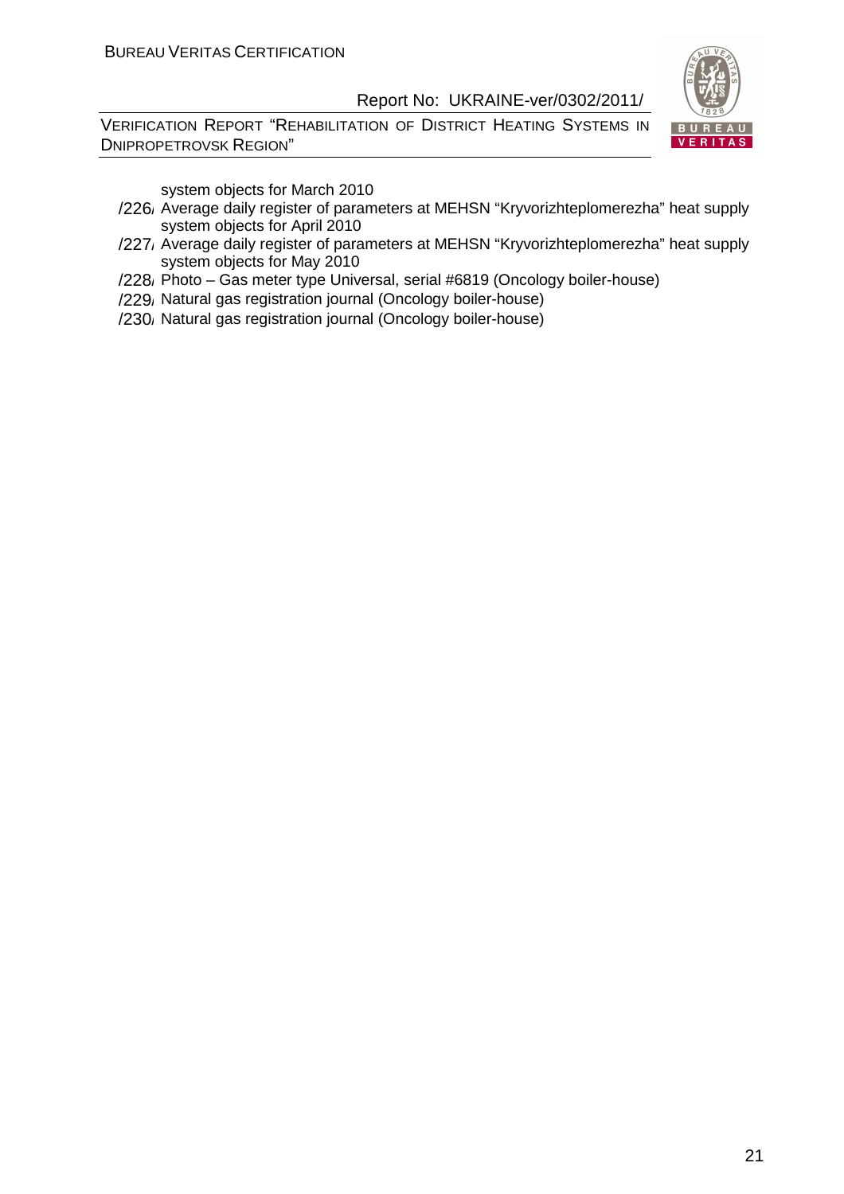system objects for March 2010

/226/ Average daily register of parameters at MEHSN "Kryvorizhteplomerezha" heat supply system objects for April 2010

/227/ Average daily register of parameters at MEHSN "Kryvorizhteplomerezha" heat supply system objects for May 2010

/228/ Photo – Gas meter type Universal, serial #6819 (Oncology boiler-house)

/229/ Natural gas registration journal (Oncology boiler-house)

/230/ Natural gas registration journal (Oncology boiler-house)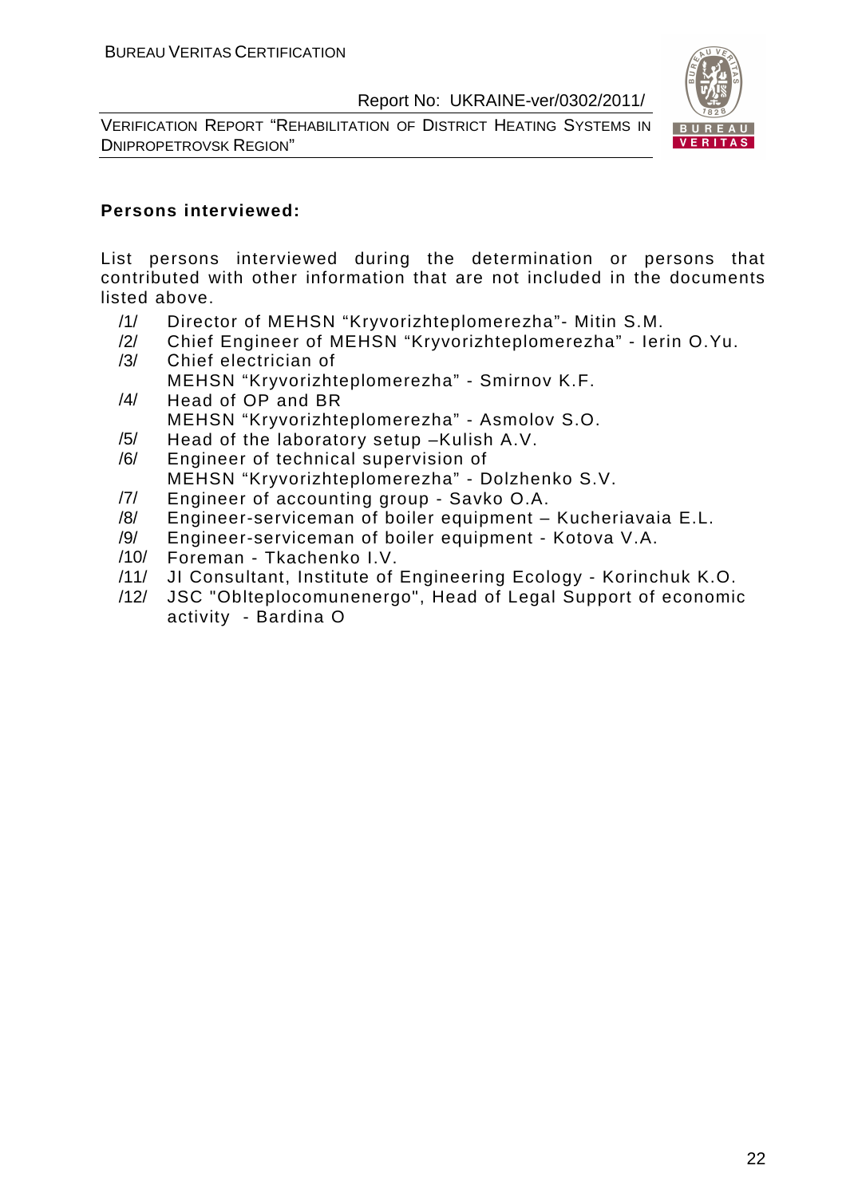**Persons interviewed:**

List persons interviewed during the determination or persons that contributed with other information that are not included in the documents listed above.

/1/ Director of MEHSN “Kryvorizhteplomerezha”- Mitin S.M.
/2/ Chief Engineer of MEHSN “Kryvorizhteplomerezha” - Ierin O.Yu.
/3/ Chief electrician of MEHSN “Kryvorizhteplomerezha” - Smirnov K.F.
/4/ Head of OP and BR MEHSN “Kryvorizhteplomerezha” - Asmolov S.O.
/5/ Head of the laboratory setup –Kulish A.V.
/6/ Engineer of technical supervision of MEHSN “Kryvorizhteplomerezha” - Dolzhenko S.V.
/7/ Engineer of accounting group - Savko O.A.
/8/ Engineer-serviceman of boiler equipment – Kucheriavaia E.L.
/9/ Engineer-serviceman of boiler equipment - Kotova V.A.
/10/ Foreman - Tkachenko I.V.
/11/ JI Consultant, Institute of Engineering Ecology - Korinchuk K.O.
/12/ JSC "Oblteplocomunenergo", Head of Legal Support of economic activity - Bardina O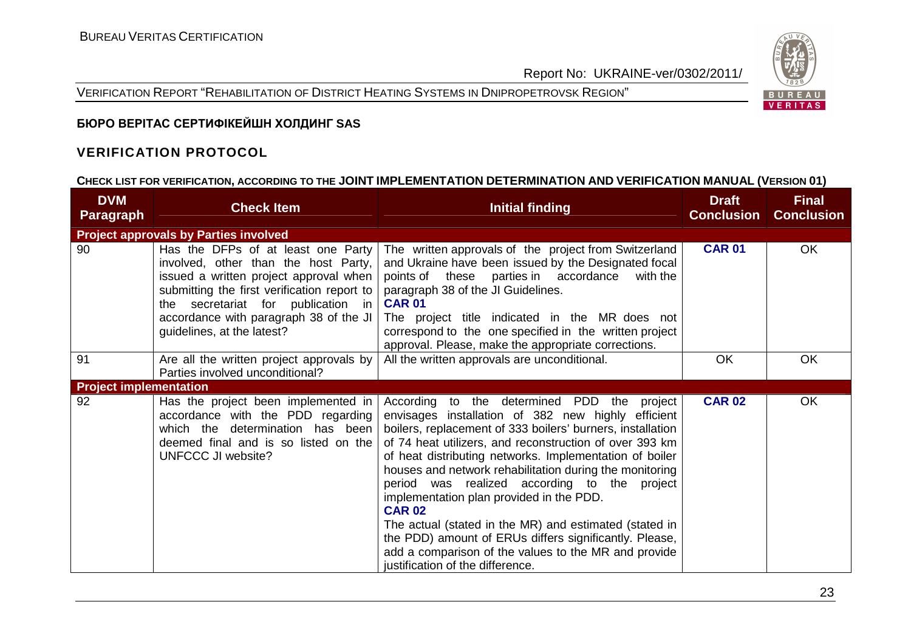**БЮРО ВЕРІТАС СЕРТИФІКЕЙШН ХОЛДИНГ SAS**

## VERIFICATION PROTOCOL

### CHECK LIST FOR VERIFICATION, ACCORDING TO THE JOINT IMPLEMENTATION DETERMINATION AND VERIFICATION MANUAL (VERSION 01)

| DVM Paragraph | Check Item | Initial finding | Draft Conclusion | Final Conclusion |
|---|---|---|---|---|
| **Project approvals by Parties involved** | | | | |
| 90 | Has the DFPs of at least one Party involved, other than the host Party, issued a written project approval when submitting the first verification report to the secretariat for publication in accordance with paragraph 38 of the JI guidelines, at the latest? | The written approvals of the project from Switzerland and Ukraine have been issued by the Designated focal points of these parties in accordance with the paragraph 38 of the JI Guidelines.<br>**CAR 01**<br>The project title indicated in the MR does not correspond to the one specified in the written project approval. Please, make the appropriate corrections. | **CAR 01** | OK |
| 91 | Are all the written project approvals by Parties involved unconditional? | All the written approvals are unconditional. | OK | OK |
| **Project implementation** | | | | |
| 92 | Has the project been implemented in accordance with the PDD regarding which the determination has been deemed final and is so listed on the UNFCCC JI website? | According to the determined PDD the project envisages installation of 382 new highly efficient boilers, replacement of 333 boilers' burners, installation of 74 heat utilizers, and reconstruction of over 393 km of heat distributing networks. Implementation of boiler houses and network rehabilitation during the monitoring period was realized according to the project implementation plan provided in the PDD.<br>**CAR 02**<br>The actual (stated in the MR) and estimated (stated in the PDD) amount of ERUs differs significantly. Please, add a comparison of the values to the MR and provide justification of the difference. | **CAR 02** | OK |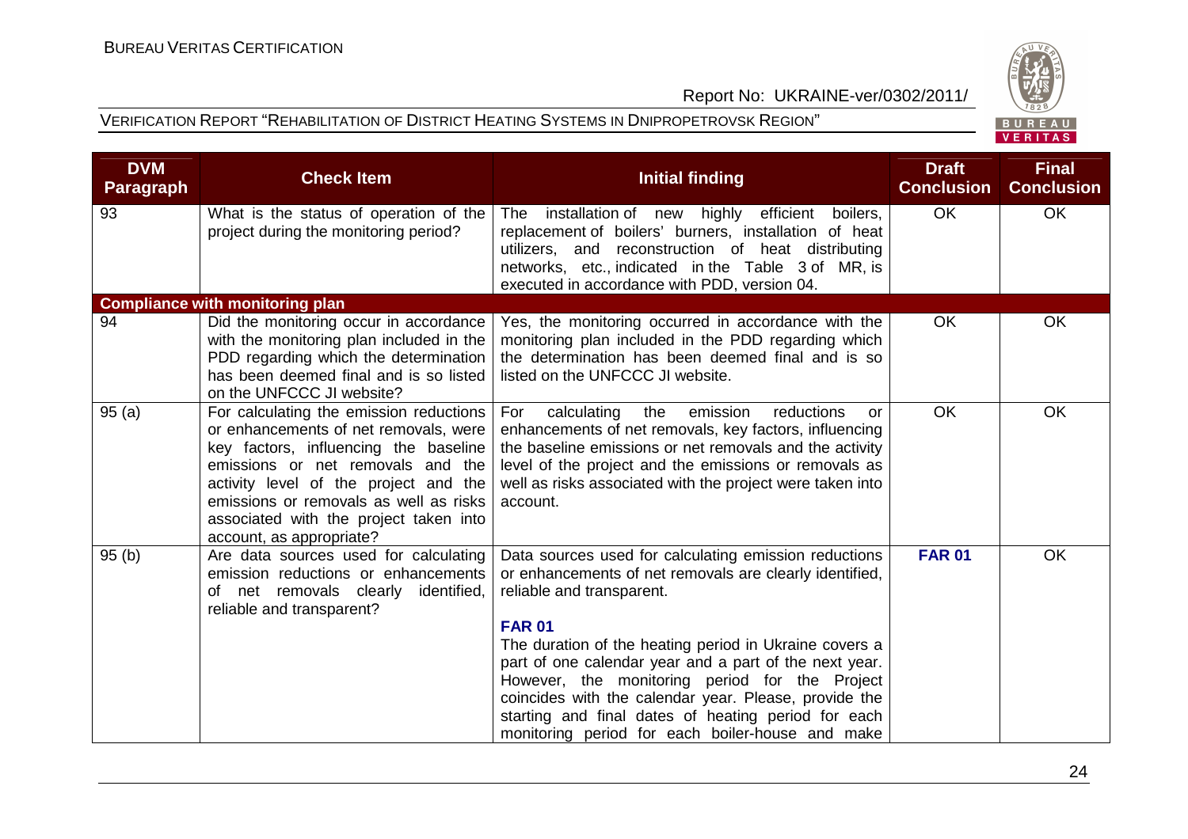| DVM Paragraph | Check Item | Initial finding | Draft Conclusion | Final Conclusion |
|---|---|---|---|---|
| 93 | What is the status of operation of the project during the monitoring period? | The installation of new highly efficient boilers, replacement of boilers' burners, installation of heat utilizers, and reconstruction of heat distributing networks, etc., indicated in the Table 3 of MR, is executed in accordance with PDD, version 04. | OK | OK |
| **Compliance with monitoring plan** | | | | |
| 94 | Did the monitoring occur in accordance with the monitoring plan included in the PDD regarding which the determination has been deemed final and is so listed on the UNFCCC JI website? | Yes, the monitoring occurred in accordance with the monitoring plan included in the PDD regarding which the determination has been deemed final and is so listed on the UNFCCC JI website. | OK | OK |
| 95 (a) | For calculating the emission reductions or enhancements of net removals, were key factors, influencing the baseline emissions or net removals and the activity level of the project and the emissions or removals as well as risks associated with the project taken into account, as appropriate? | For calculating the emission reductions or enhancements of net removals, key factors, influencing the baseline emissions or net removals and the activity level of the project and the emissions or removals as well as risks associated with the project were taken into account. | OK | OK |
| 95 (b) | Are data sources used for calculating emission reductions or enhancements of net removals clearly identified, reliable and transparent? | Data sources used for calculating emission reductions or enhancements of net removals are clearly identified, reliable and transparent.<br><br>**FAR 01**<br>The duration of the heating period in Ukraine covers a part of one calendar year and a part of the next year. However, the monitoring period for the Project coincides with the calendar year. Please, provide the starting and final dates of heating period for each monitoring period for each boiler-house and make | **FAR 01** | OK |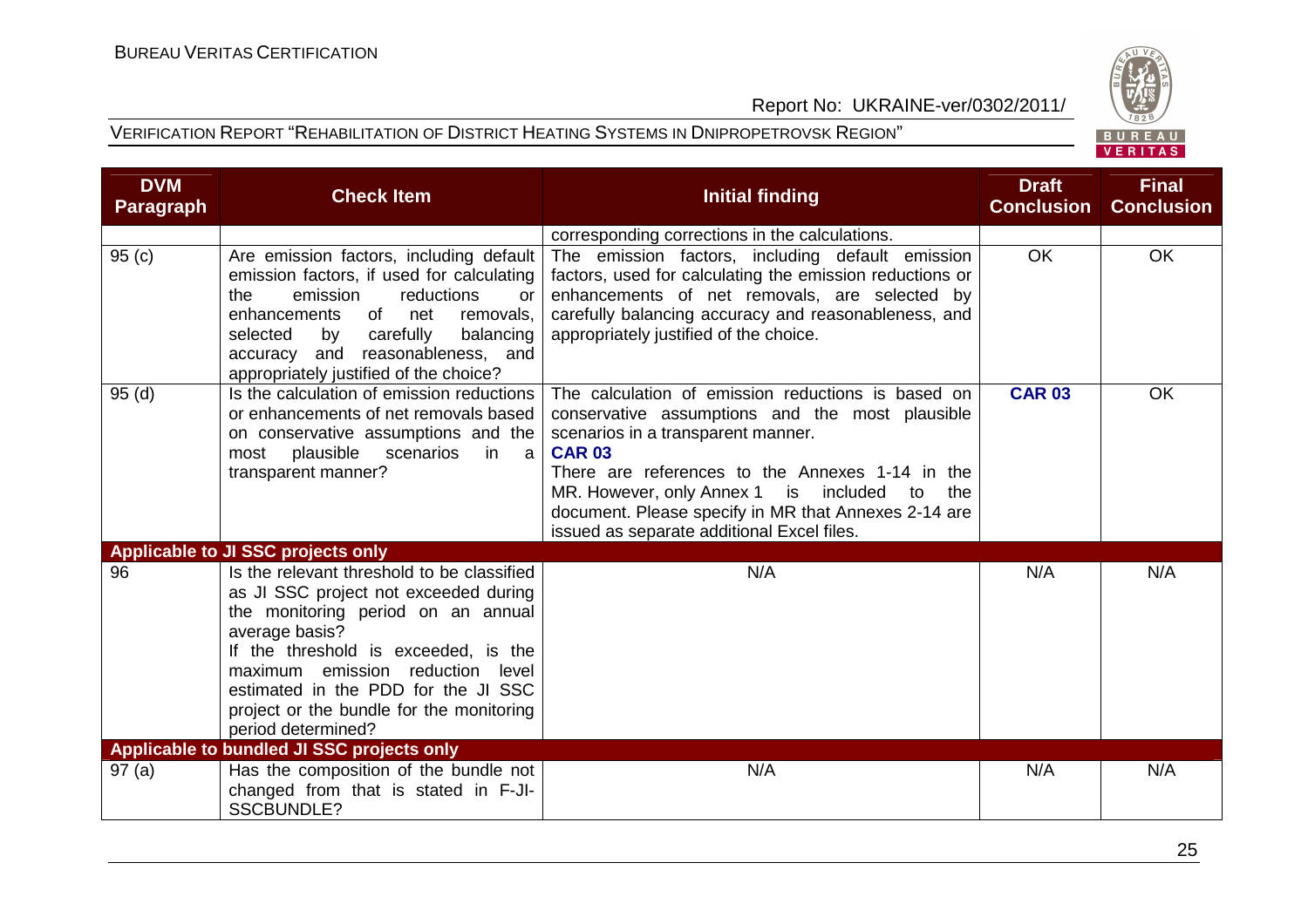| DVM Paragraph | Check Item | Initial finding | Draft Conclusion | Final Conclusion |
|---|---|---|---|---|
| | | corresponding corrections in the calculations. | | |
| 95 (c) | Are emission factors, including default emission factors, if used for calculating the emission reductions or enhancements of net removals, selected by carefully balancing accuracy and reasonableness, and appropriately justified of the choice? | The emission factors, including default emission factors, used for calculating the emission reductions or enhancements of net removals, are selected by carefully balancing accuracy and reasonableness, and appropriately justified of the choice. | OK | OK |
| 95 (d) | Is the calculation of emission reductions or enhancements of net removals based on conservative assumptions and the most plausible scenarios in a transparent manner? | The calculation of emission reductions is based on conservative assumptions and the most plausible scenarios in a transparent manner.<br>**CAR 03**<br>There are references to the Annexes 1-14 in the MR. However, only Annex 1 is included to the document. Please specify in MR that Annexes 2-14 are issued as separate additional Excel files. | **CAR 03** | OK |
| **Applicable to JI SSC projects only** | | | | |
| 96 | Is the relevant threshold to be classified as JI SSC project not exceeded during the monitoring period on an annual average basis?<br>If the threshold is exceeded, is the maximum emission reduction level estimated in the PDD for the JI SSC project or the bundle for the monitoring period determined? | N/A | N/A | N/A |
| **Applicable to bundled JI SSC projects only** | | | | |
| 97 (a) | Has the composition of the bundle not changed from that is stated in F-JI-SSCBUNDLE? | N/A | N/A | N/A |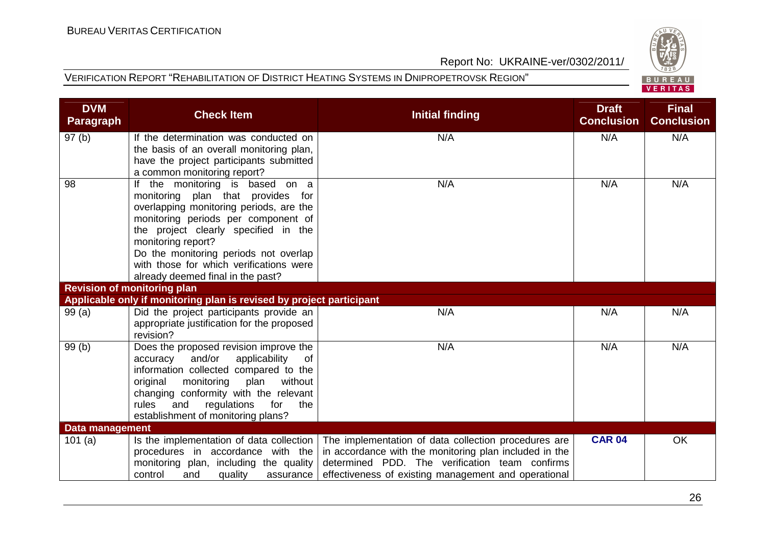| DVM Paragraph | Check Item | Initial finding | Draft Conclusion | Final Conclusion |
|---|---|---|---|---|
| 97 (b) | If the determination was conducted on the basis of an overall monitoring plan, have the project participants submitted a common monitoring report? | N/A | N/A | N/A |
| 98 | If the monitoring is based on a monitoring plan that provides for overlapping monitoring periods, are the monitoring periods per component of the project clearly specified in the monitoring report?<br>Do the monitoring periods not overlap with those for which verifications were already deemed final in the past? | N/A | N/A | N/A |
| **Revision of monitoring plan** | | | | |
| **Applicable only if monitoring plan is revised by project participant** | | | | |
| 99 (a) | Did the project participants provide an appropriate justification for the proposed revision? | N/A | N/A | N/A |
| 99 (b) | Does the proposed revision improve the accuracy and/or applicability of information collected compared to the original monitoring plan without changing conformity with the relevant rules and regulations for the establishment of monitoring plans? | N/A | N/A | N/A |
| **Data management** | | | | |
| 101 (a) | Is the implementation of data collection procedures in accordance with the monitoring plan, including the quality control and quality assurance | The implementation of data collection procedures are in accordance with the monitoring plan included in the determined PDD. The verification team confirms effectiveness of existing management and operational | **CAR 04** | OK |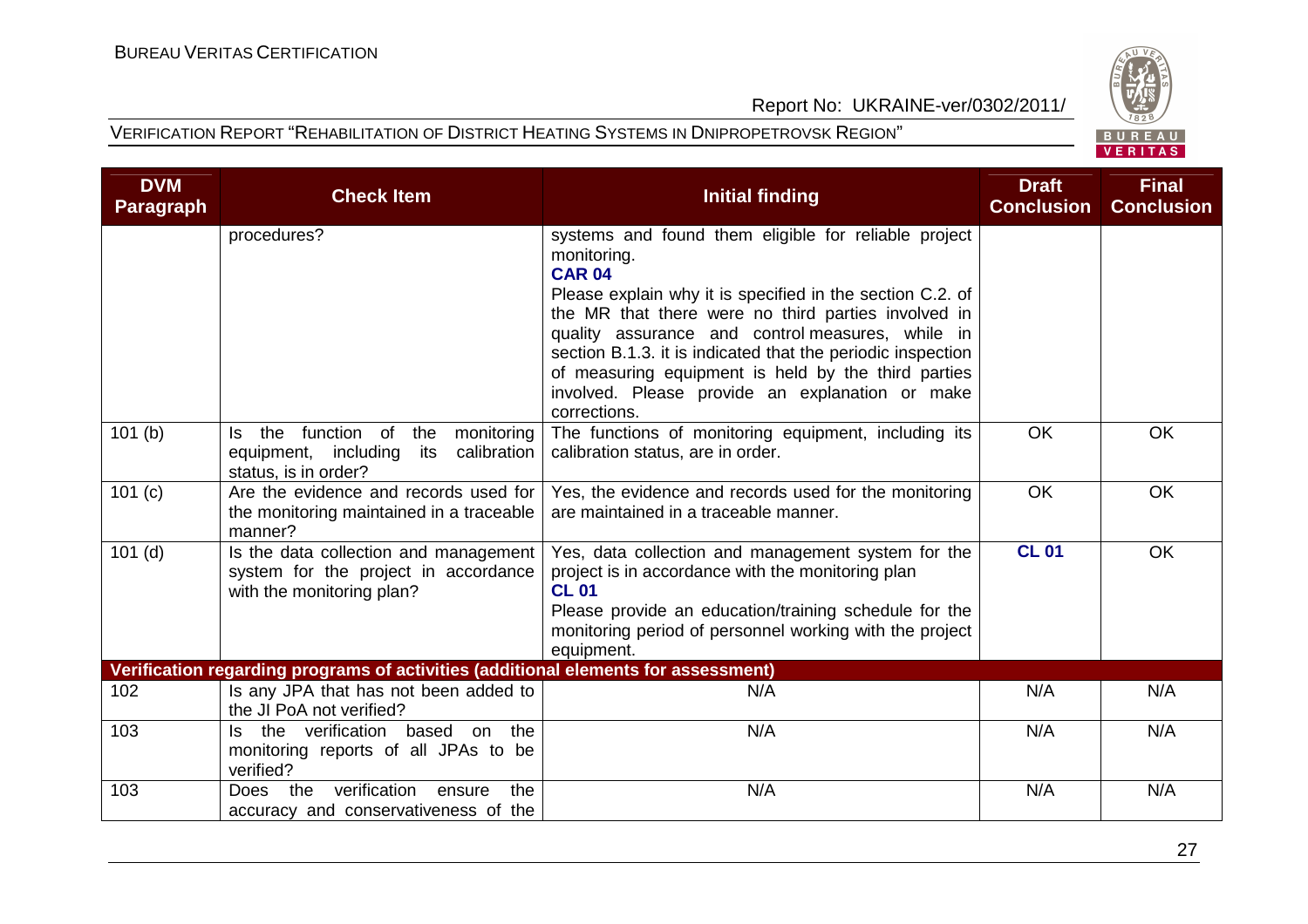| DVM Paragraph | Check Item | Initial finding | Draft Conclusion | Final Conclusion |
|---|---|---|---|---|
| | procedures? | systems and found them eligible for reliable project monitoring.<br>**CAR 04**<br>Please explain why it is specified in the section C.2. of the MR that there were no third parties involved in quality assurance and control measures, while in section B.1.3. it is indicated that the periodic inspection of measuring equipment is held by the third parties involved. Please provide an explanation or make corrections. | | |
| 101 (b) | Is the function of the monitoring equipment, including its calibration status, is in order? | The functions of monitoring equipment, including its calibration status, are in order. | OK | OK |
| 101 (c) | Are the evidence and records used for the monitoring maintained in a traceable manner? | Yes, the evidence and records used for the monitoring are maintained in a traceable manner. | OK | OK |
| 101 (d) | Is the data collection and management system for the project in accordance with the monitoring plan? | Yes, data collection and management system for the project is in accordance with the monitoring plan<br>**CL 01**<br>Please provide an education/training schedule for the monitoring period of personnel working with the project equipment. | **CL 01** | OK |
| **Verification regarding programs of activities (additional elements for assessment)** | | | | |
| 102 | Is any JPA that has not been added to the JI PoA not verified? | N/A | N/A | N/A |
| 103 | Is the verification based on the monitoring reports of all JPAs to be verified? | N/A | N/A | N/A |
| 103 | Does the verification ensure the accuracy and conservativeness of the | N/A | N/A | N/A |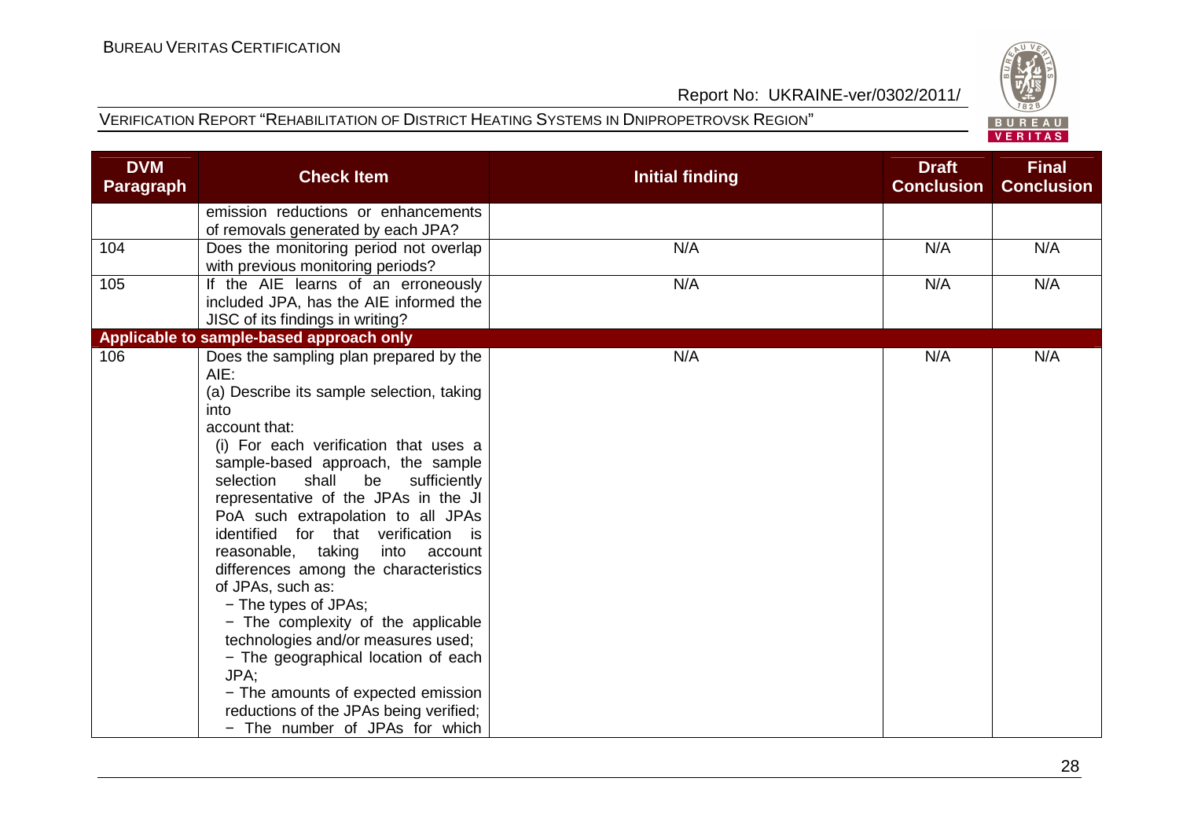| DVM Paragraph | Check Item | Initial finding | Draft Conclusion | Final Conclusion |
|---|---|---|---|---|
| | emission reductions or enhancements of removals generated by each JPA? | | | |
| 104 | Does the monitoring period not overlap with previous monitoring periods? | N/A | N/A | N/A |
| 105 | If the AIE learns of an erroneously included JPA, has the AIE informed the JISC of its findings in writing? | N/A | N/A | N/A |
| **Applicable to sample-based approach only** | | | | |
| 106 | Does the sampling plan prepared by the AIE:<br>(a) Describe its sample selection, taking into account that:<br>(i) For each verification that uses a sample-based approach, the sample selection shall be sufficiently representative of the JPAs in the JI PoA such extrapolation to all JPAs identified for that verification is reasonable, taking into account differences among the characteristics of JPAs, such as:<br>− The types of JPAs;<br>− The complexity of the applicable technologies and/or measures used;<br>− The geographical location of each JPA;<br>− The amounts of expected emission reductions of the JPAs being verified;<br>− The number of JPAs for which | N/A | N/A | N/A |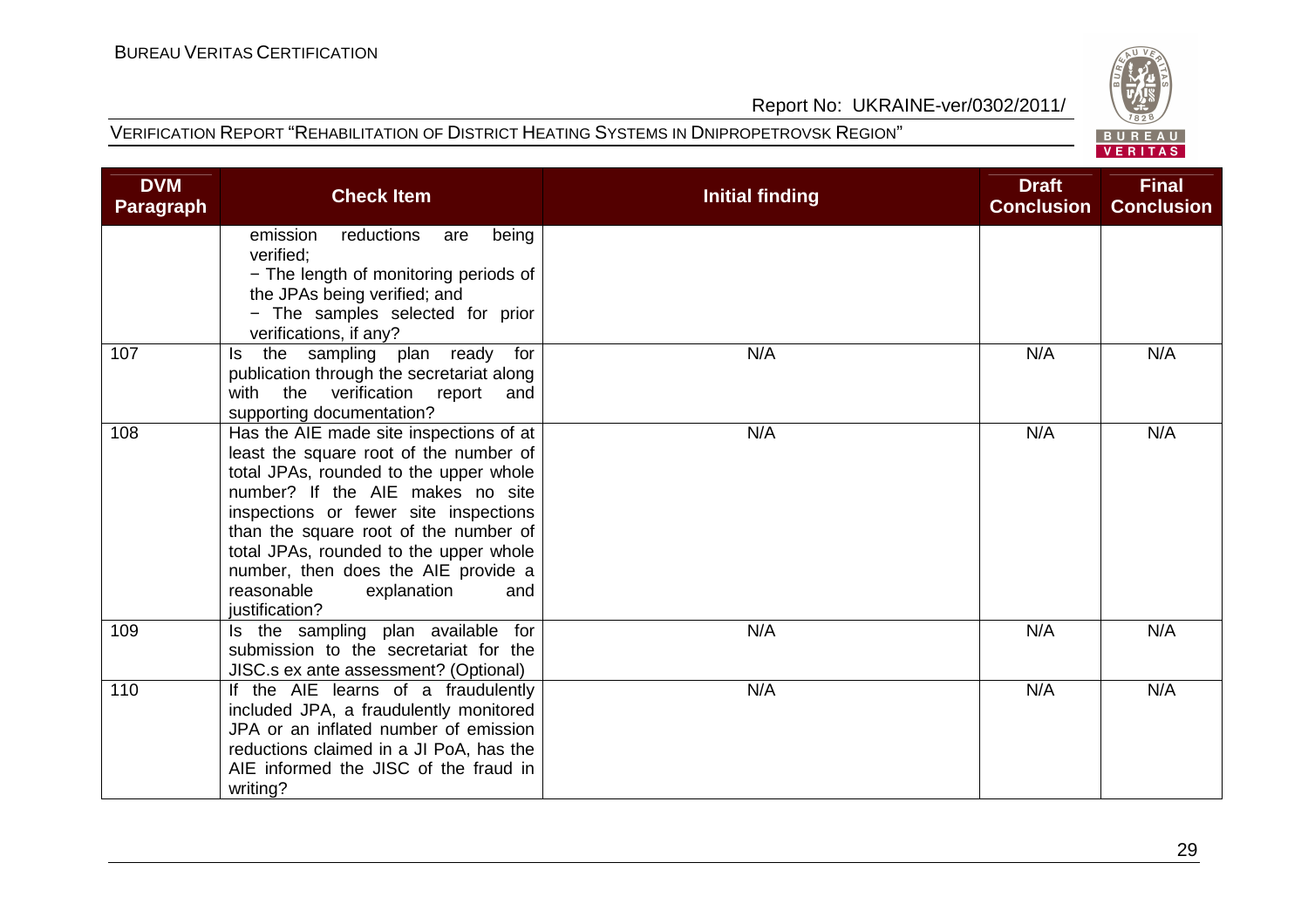| DVM Paragraph | Check Item | Initial finding | Draft Conclusion | Final Conclusion |
|---|---|---|---|---|
| | emission reductions are being verified;<br>− The length of monitoring periods of the JPAs being verified; and<br>− The samples selected for prior verifications, if any? | | | |
| 107 | Is the sampling plan ready for publication through the secretariat along with the verification report and supporting documentation? | N/A | N/A | N/A |
| 108 | Has the AIE made site inspections of at least the square root of the number of total JPAs, rounded to the upper whole number? If the AIE makes no site inspections or fewer site inspections than the square root of the number of total JPAs, rounded to the upper whole number, then does the AIE provide a reasonable explanation and justification? | N/A | N/A | N/A |
| 109 | Is the sampling plan available for submission to the secretariat for the JISC.s ex ante assessment? (Optional) | N/A | N/A | N/A |
| 110 | If the AIE learns of a fraudulently included JPA, a fraudulently monitored JPA or an inflated number of emission reductions claimed in a JI PoA, has the AIE informed the JISC of the fraud in writing? | N/A | N/A | N/A |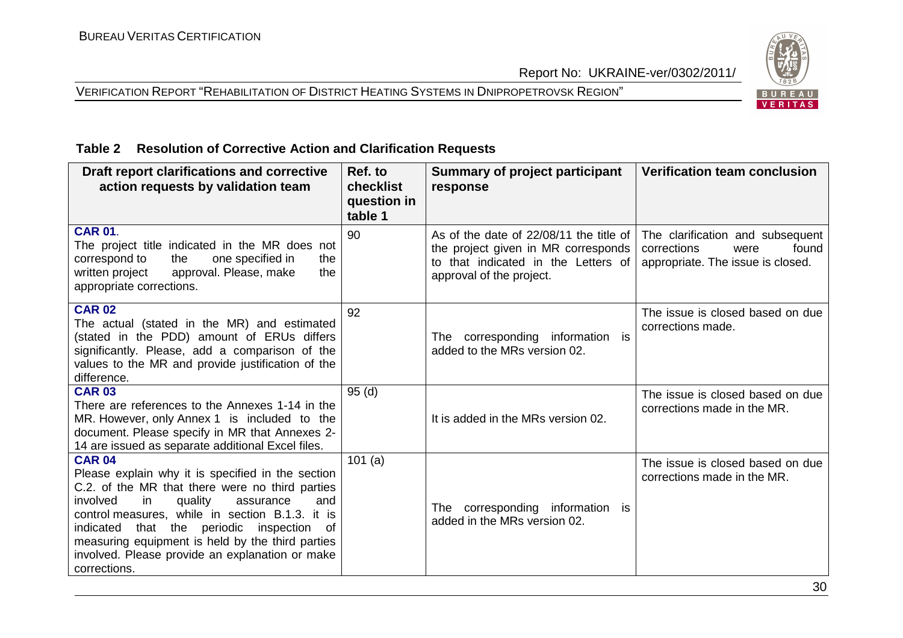**Table 2 Resolution of Corrective Action and Clarification Requests**

| Draft report clarifications and corrective action requests by validation team | Ref. to checklist question in table 1 | Summary of project participant response | Verification team conclusion |
|---|---|---|---|
| **CAR 01**. The project title indicated in the MR does not correspond to the one specified in the written project approval. Please, make the appropriate corrections. | 90 | As of the date of 22/08/11 the title of the project given in MR corresponds to that indicated in the Letters of approval of the project. | The clarification and subsequent corrections were found appropriate. The issue is closed. |
| **CAR 02** The actual (stated in the MR) and estimated (stated in the PDD) amount of ERUs differs significantly. Please, add a comparison of the values to the MR and provide justification of the difference. | 92 | The corresponding information is added to the MRs version 02. | The issue is closed based on due corrections made. |
| **CAR 03** There are references to the Annexes 1-14 in the MR. However, only Annex 1 is included to the document. Please specify in MR that Annexes 2-14 are issued as separate additional Excel files. | 95 (d) | It is added in the MRs version 02. | The issue is closed based on due corrections made in the MR. |
| **CAR 04** Please explain why it is specified in the section C.2. of the MR that there were no third parties involved in quality assurance and control measures, while in section B.1.3. it is indicated that the periodic inspection of measuring equipment is held by the third parties involved. Please provide an explanation or make corrections. | 101 (a) | The corresponding information is added in the MRs version 02. | The issue is closed based on due corrections made in the MR. |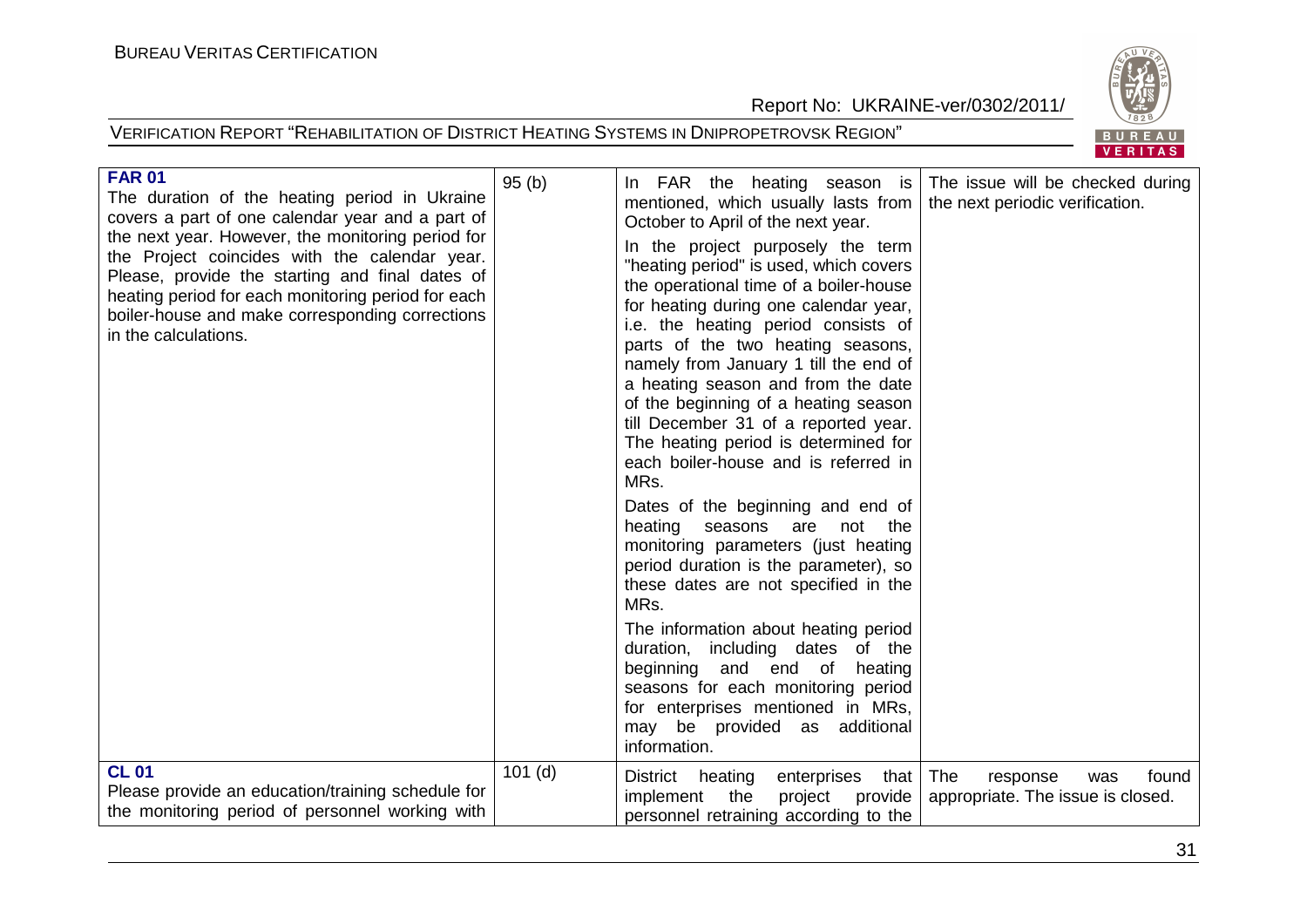| | | | |
|---|---|---|---|
| **FAR 01**<br>The duration of the heating period in Ukraine covers a part of one calendar year and a part of the next year. However, the monitoring period for the Project coincides with the calendar year. Please, provide the starting and final dates of heating period for each monitoring period for each boiler-house and make corresponding corrections in the calculations. | 95 (b) | In FAR the heating season is mentioned, which usually lasts from October to April of the next year.<br>In the project purposely the term "heating period" is used, which covers the operational time of a boiler-house for heating during one calendar year, i.e. the heating period consists of parts of the two heating seasons, namely from January 1 till the end of a heating season and from the date of the beginning of a heating season till December 31 of a reported year. The heating period is determined for each boiler-house and is referred in MRs.<br>Dates of the beginning and end of heating seasons are not the monitoring parameters (just heating period duration is the parameter), so these dates are not specified in the MRs.<br>The information about heating period duration, including dates of the beginning and end of heating seasons for each monitoring period for enterprises mentioned in MRs, may be provided as additional information. | The issue will be checked during the next periodic verification. |
| **CL 01**<br>Please provide an education/training schedule for the monitoring period of personnel working with | 101 (d) | District heating enterprises that implement the project provide personnel retraining according to the | The response was found appropriate. The issue is closed. |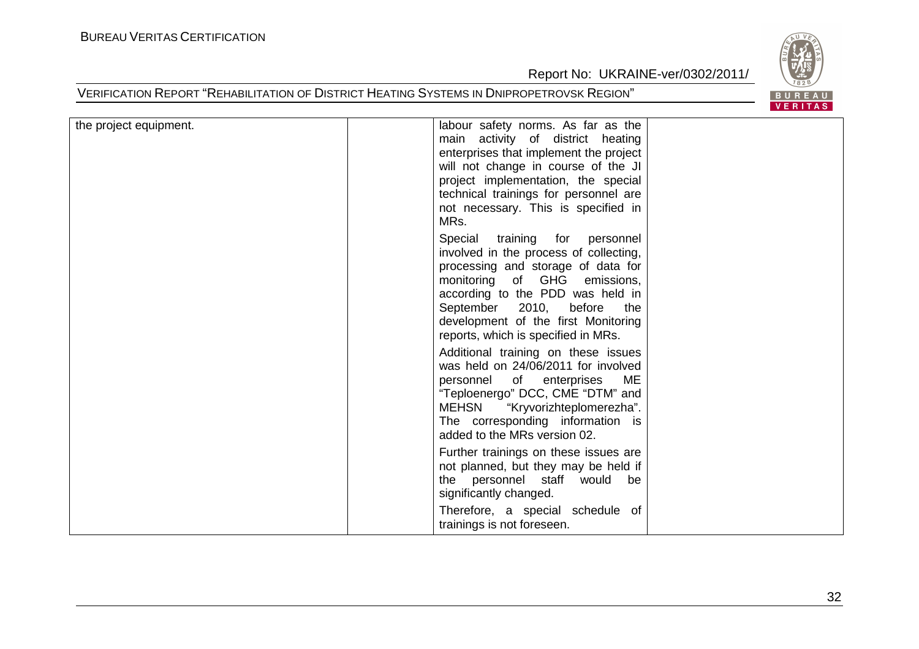| | | | |
|---|---|---|---|
| the project equipment. | | labour safety norms. As far as the main activity of district heating enterprises that implement the project will not change in course of the JI project implementation, the special technical trainings for personnel are not necessary. This is specified in MRs.<br><br>Special training for personnel involved in the process of collecting, processing and storage of data for monitoring of GHG emissions, according to the PDD was held in September 2010, before the development of the first Monitoring reports, which is specified in MRs.<br><br>Additional training on these issues was held on 24/06/2011 for involved personnel of enterprises ME "Teploenergo" DCC, CME "DTM" and MEHSN "Kryvorizhteplomerezha". The corresponding information is added to the MRs version 02.<br><br>Further trainings on these issues are not planned, but they may be held if the personnel staff would be significantly changed.<br><br>Therefore, a special schedule of trainings is not foreseen. | |